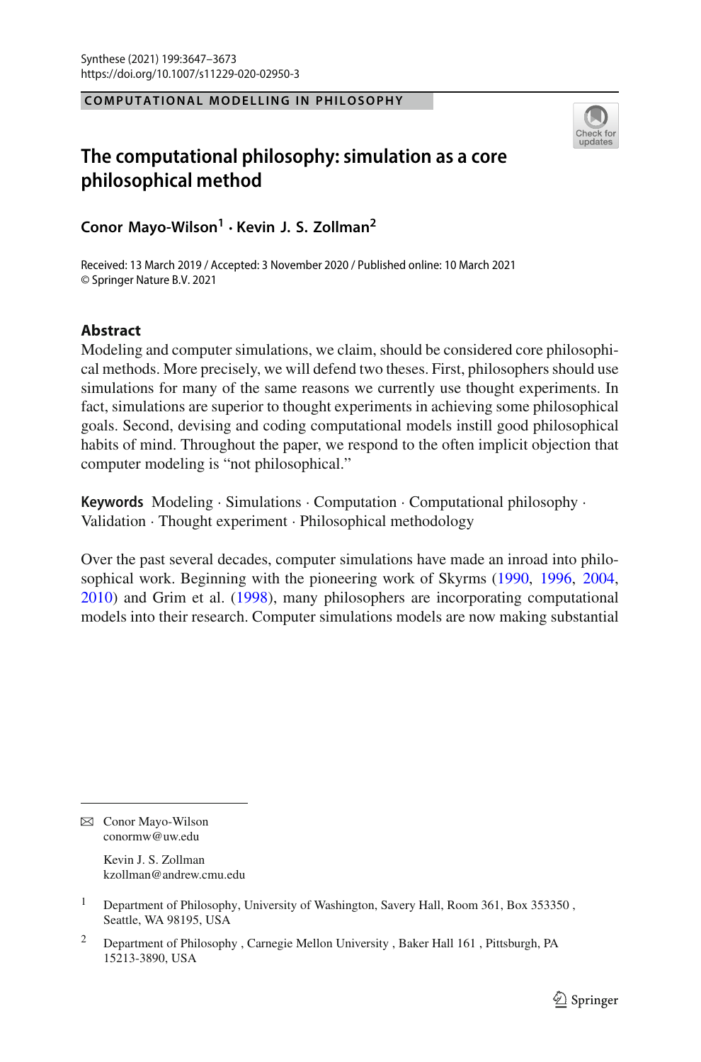COMPUTATIONAL MODELLING IN PHILOSOPHY

# The computational philosophy: simulation as a core philosophical method

**Conor Mayo-Wilson**[1] **· Kevin J. S. Zollman**[2]

Received: 13 March 2019 / Accepted: 3 November 2020 / Published online: 10 March 2021
© Springer Nature B.V. 2021

## Abstract

Modeling and computer simulations, we claim, should be considered core philosophical methods. More precisely, we will defend two theses. First, philosophers should use simulations for many of the same reasons we currently use thought experiments. In fact, simulations are superior to thought experiments in achieving some philosophical goals. Second, devising and coding computational models instill good philosophical habits of mind. Throughout the paper, we respond to the often implicit objection that computer modeling is "not philosophical."

**Keywords** Modeling · Simulations · Computation · Computational philosophy · Validation · Thought experiment · Philosophical methodology

Over the past several decades, computer simulations have made an inroad into philosophical work. Beginning with the pioneering work of Skyrms (1990, 1996, 2004, 2010) and Grim et al. (1998), many philosophers are incorporating computational models into their research. Computer simulations models are now making substantial

---

✉ Conor Mayo-Wilson
conormw@uw.edu

Kevin J. S. Zollman
kzollman@andrew.cmu.edu

[1] Department of Philosophy, University of Washington, Savery Hall, Room 361, Box 353350, Seattle, WA 98195, USA

[2] Department of Philosophy, Carnegie Mellon University, Baker Hall 161, Pittsburgh, PA 15213-3890, USA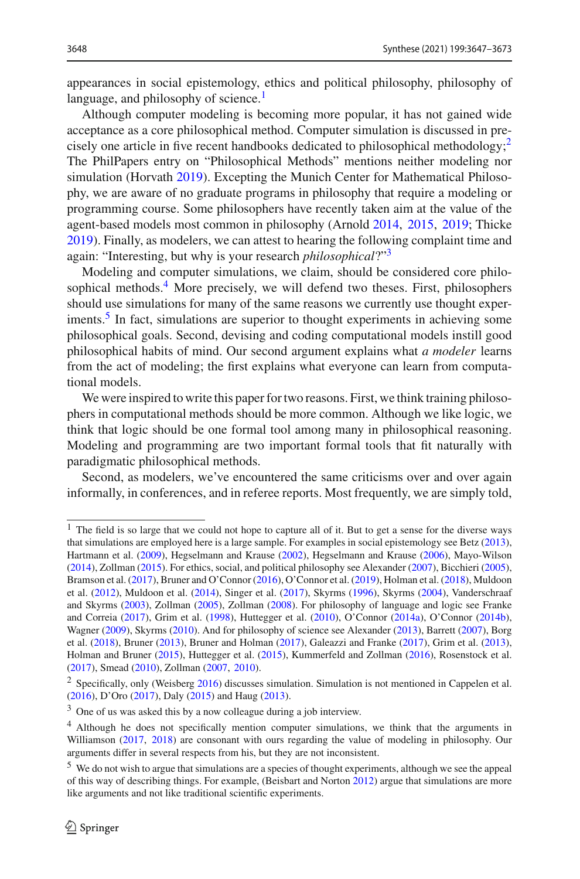appearances in social epistemology, ethics and political philosophy, philosophy of language, and philosophy of science.[1]

Although computer modeling is becoming more popular, it has not gained wide acceptance as a core philosophical method. Computer simulation is discussed in precisely one article in five recent handbooks dedicated to philosophical methodology;[2] The PhilPapers entry on "Philosophical Methods" mentions neither modeling nor simulation (Horvath 2019). Excepting the Munich Center for Mathematical Philosophy, we are aware of no graduate programs in philosophy that require a modeling or programming course. Some philosophers have recently taken aim at the value of the agent-based models most common in philosophy (Arnold 2014, 2015, 2019; Thicke 2019). Finally, as modelers, we can attest to hearing the following complaint time and again: "Interesting, but why is your research *philosophical*?"[3]

Modeling and computer simulations, we claim, should be considered core philosophical methods.[4] More precisely, we will defend two theses. First, philosophers should use simulations for many of the same reasons we currently use thought experiments.[5] In fact, simulations are superior to thought experiments in achieving some philosophical goals. Second, devising and coding computational models instill good philosophical habits of mind. Our second argument explains what *a modeler* learns from the act of modeling; the first explains what everyone can learn from computational models.

We were inspired to write this paper for two reasons. First, we think training philosophers in computational methods should be more common. Although we like logic, we think that logic should be one formal tool among many in philosophical reasoning. Modeling and programming are two important formal tools that fit naturally with paradigmatic philosophical methods.

Second, as modelers, we've encountered the same criticisms over and over again informally, in conferences, and in referee reports. Most frequently, we are simply told,

---

[1] The field is so large that we could not hope to capture all of it. But to get a sense for the diverse ways that simulations are employed here is a large sample. For examples in social epistemology see Betz (2013), Hartmann et al. (2009), Hegselmann and Krause (2002), Hegselmann and Krause (2006), Mayo-Wilson (2014), Zollman (2015). For ethics, social, and political philosophy see Alexander (2007), Bicchieri (2005), Bramson et al. (2017), Bruner and O'Connor (2016), O'Connor et al. (2019), Holman et al. (2018), Muldoon et al. (2012), Muldoon et al. (2014), Singer et al. (2017), Skyrms (1996), Skyrms (2004), Vanderschraaf and Skyrms (2003), Zollman (2005), Zollman (2008). For philosophy of language and logic see Franke and Correia (2017), Grim et al. (1998), Huttegger et al. (2010), O'Connor (2014a), O'Connor (2014b), Wagner (2009), Skyrms (2010). And for philosophy of science see Alexander (2013), Barrett (2007), Borg et al. (2018), Bruner (2013), Bruner and Holman (2017), Galeazzi and Franke (2017), Grim et al. (2013), Holman and Bruner (2015), Huttegger et al. (2015), Kummerfeld and Zollman (2016), Rosenstock et al. (2017), Smead (2010), Zollman (2007, 2010).

[2] Specifically, only (Weisberg 2016) discusses simulation. Simulation is not mentioned in Cappelen et al. (2016), D'Oro (2017), Daly (2015) and Haug (2013).

[3] One of us was asked this by a now colleague during a job interview.

[4] Although he does not specifically mention computer simulations, we think that the arguments in Williamson (2017, 2018) are consonant with ours regarding the value of modeling in philosophy. Our arguments differ in several respects from his, but they are not inconsistent.

[5] We do not wish to argue that simulations are a species of thought experiments, although we see the appeal of this way of describing things. For example, (Beisbart and Norton 2012) argue that simulations are more like arguments and not like traditional scientific experiments.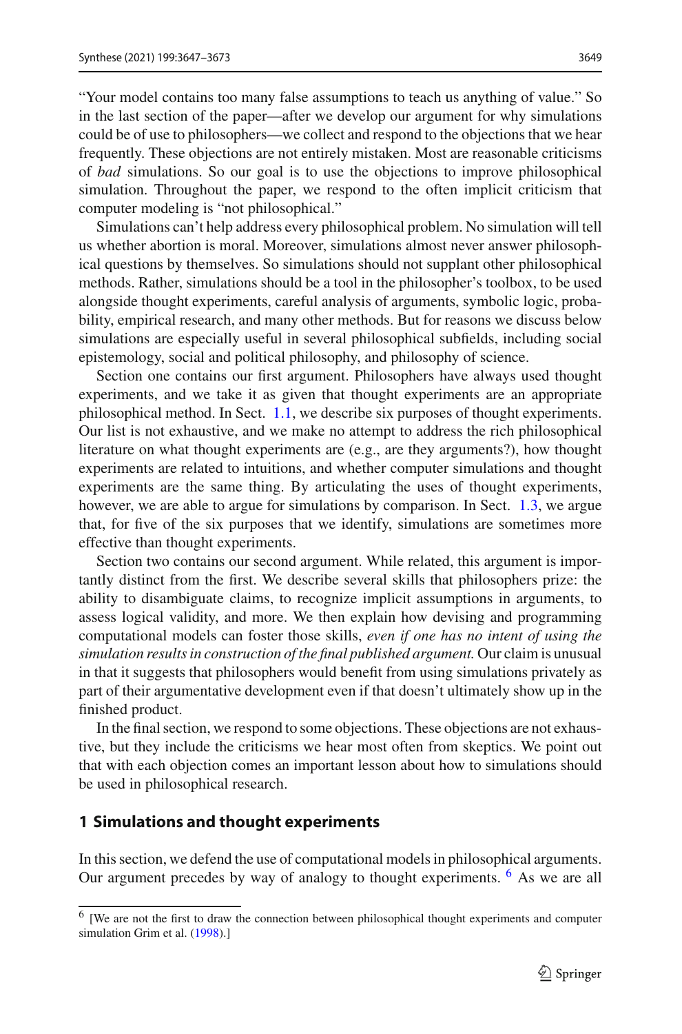"Your model contains too many false assumptions to teach us anything of value." So in the last section of the paper—after we develop our argument for why simulations could be of use to philosophers—we collect and respond to the objections that we hear frequently. These objections are not entirely mistaken. Most are reasonable criticisms of *bad* simulations. So our goal is to use the objections to improve philosophical simulation. Throughout the paper, we respond to the often implicit criticism that computer modeling is "not philosophical."

Simulations can't help address every philosophical problem. No simulation will tell us whether abortion is moral. Moreover, simulations almost never answer philosophical questions by themselves. So simulations should not supplant other philosophical methods. Rather, simulations should be a tool in the philosopher's toolbox, to be used alongside thought experiments, careful analysis of arguments, symbolic logic, probability, empirical research, and many other methods. But for reasons we discuss below simulations are especially useful in several philosophical subfields, including social epistemology, social and political philosophy, and philosophy of science.

Section one contains our first argument. Philosophers have always used thought experiments, and we take it as given that thought experiments are an appropriate philosophical method. In Sect. 1.1, we describe six purposes of thought experiments. Our list is not exhaustive, and we make no attempt to address the rich philosophical literature on what thought experiments are (e.g., are they arguments?), how thought experiments are related to intuitions, and whether computer simulations and thought experiments are the same thing. By articulating the uses of thought experiments, however, we are able to argue for simulations by comparison. In Sect. 1.3, we argue that, for five of the six purposes that we identify, simulations are sometimes more effective than thought experiments.

Section two contains our second argument. While related, this argument is importantly distinct from the first. We describe several skills that philosophers prize: the ability to disambiguate claims, to recognize implicit assumptions in arguments, to assess logical validity, and more. We then explain how devising and programming computational models can foster those skills, *even if one has no intent of using the simulation results in construction of the final published argument.* Our claim is unusual in that it suggests that philosophers would benefit from using simulations privately as part of their argumentative development even if that doesn't ultimately show up in the finished product.

In the final section, we respond to some objections. These objections are not exhaustive, but they include the criticisms we hear most often from skeptics. We point out that with each objection comes an important lesson about how to simulations should be used in philosophical research.

## 1 Simulations and thought experiments

In this section, we defend the use of computational models in philosophical arguments. Our argument precedes by way of analogy to thought experiments. [6] As we are all

---

[6] [We are not the first to draw the connection between philosophical thought experiments and computer simulation Grim et al. (1998).]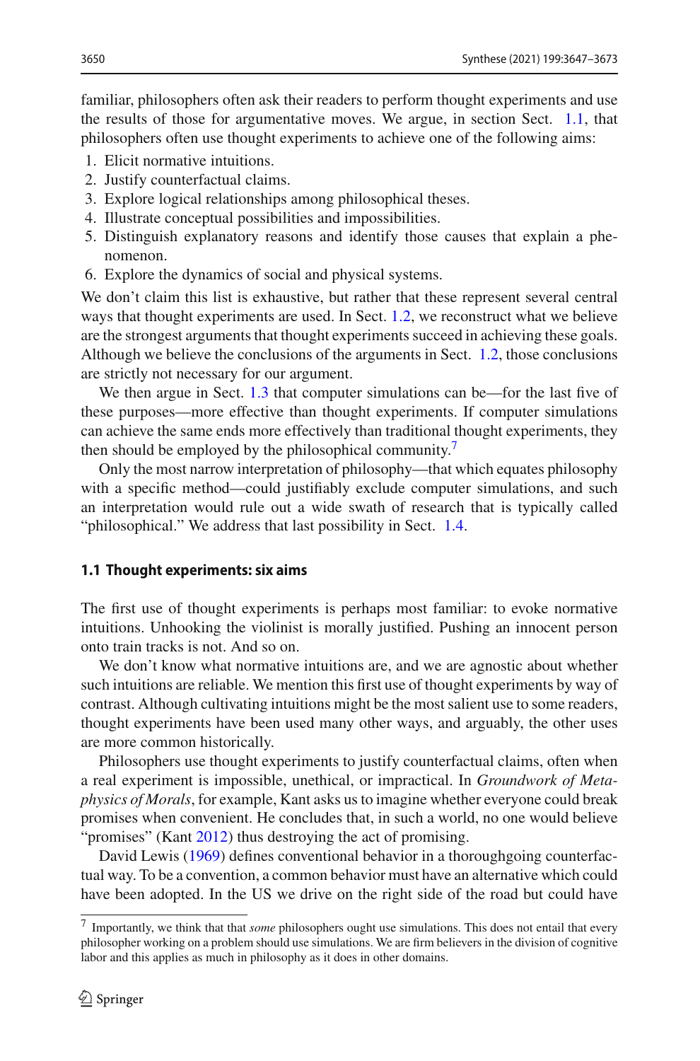familiar, philosophers often ask their readers to perform thought experiments and use the results of those for argumentative moves. We argue, in section Sect. 1.1, that philosophers often use thought experiments to achieve one of the following aims:

1. Elicit normative intuitions.
2. Justify counterfactual claims.
3. Explore logical relationships among philosophical theses.
4. Illustrate conceptual possibilities and impossibilities.
5. Distinguish explanatory reasons and identify those causes that explain a phenomenon.
6. Explore the dynamics of social and physical systems.

We don't claim this list is exhaustive, but rather that these represent several central ways that thought experiments are used. In Sect. 1.2, we reconstruct what we believe are the strongest arguments that thought experiments succeed in achieving these goals. Although we believe the conclusions of the arguments in Sect. 1.2, those conclusions are strictly not necessary for our argument.

We then argue in Sect. 1.3 that computer simulations can be—for the last five of these purposes—more effective than thought experiments. If computer simulations can achieve the same ends more effectively than traditional thought experiments, they then should be employed by the philosophical community.[7]

Only the most narrow interpretation of philosophy—that which equates philosophy with a specific method—could justifiably exclude computer simulations, and such an interpretation would rule out a wide swath of research that is typically called "philosophical." We address that last possibility in Sect. 1.4.

### 1.1 Thought experiments: six aims

The first use of thought experiments is perhaps most familiar: to evoke normative intuitions. Unhooking the violinist is morally justified. Pushing an innocent person onto train tracks is not. And so on.

We don't know what normative intuitions are, and we are agnostic about whether such intuitions are reliable. We mention this first use of thought experiments by way of contrast. Although cultivating intuitions might be the most salient use to some readers, thought experiments have been used many other ways, and arguably, the other uses are more common historically.

Philosophers use thought experiments to justify counterfactual claims, often when a real experiment is impossible, unethical, or impractical. In *Groundwork of Metaphysics of Morals*, for example, Kant asks us to imagine whether everyone could break promises when convenient. He concludes that, in such a world, no one would believe "promises" (Kant 2012) thus destroying the act of promising.

David Lewis (1969) defines conventional behavior in a thoroughgoing counterfactual way. To be a convention, a common behavior must have an alternative which could have been adopted. In the US we drive on the right side of the road but could have

---

[7] Importantly, we think that that *some* philosophers ought use simulations. This does not entail that every philosopher working on a problem should use simulations. We are firm believers in the division of cognitive labor and this applies as much in philosophy as it does in other domains.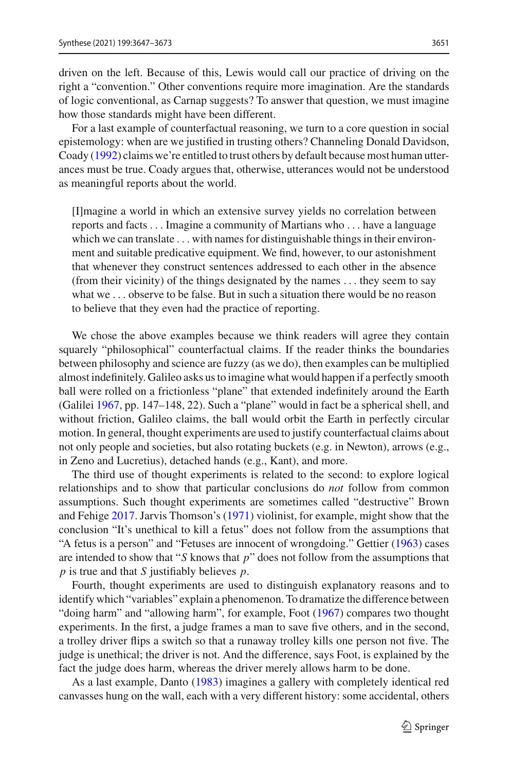driven on the left. Because of this, Lewis would call our practice of driving on the right a "convention." Other conventions require more imagination. Are the standards of logic conventional, as Carnap suggests? To answer that question, we must imagine how those standards might have been different.

For a last example of counterfactual reasoning, we turn to a core question in social epistemology: when are we justified in trusting others? Channeling Donald Davidson, Coady (1992) claims we're entitled to trust others by default because most human utterances must be true. Coady argues that, otherwise, utterances would not be understood as meaningful reports about the world.

> [I]magine a world in which an extensive survey yields no correlation between reports and facts . . . Imagine a community of Martians who . . . have a language which we can translate . . . with names for distinguishable things in their environment and suitable predicative equipment. We find, however, to our astonishment that whenever they construct sentences addressed to each other in the absence (from their vicinity) of the things designated by the names . . . they seem to say what we . . . observe to be false. But in such a situation there would be no reason to believe that they even had the practice of reporting.

We chose the above examples because we think readers will agree they contain squarely "philosophical" counterfactual claims. If the reader thinks the boundaries between philosophy and science are fuzzy (as we do), then examples can be multiplied almost indefinitely. Galileo asks us to imagine what would happen if a perfectly smooth ball were rolled on a frictionless "plane" that extended indefinitely around the Earth (Galilei 1967, pp. 147–148, 22). Such a "plane" would in fact be a spherical shell, and without friction, Galileo claims, the ball would orbit the Earth in perfectly circular motion. In general, thought experiments are used to justify counterfactual claims about not only people and societies, but also rotating buckets (e.g. in Newton), arrows (e.g., in Zeno and Lucretius), detached hands (e.g., Kant), and more.

The third use of thought experiments is related to the second: to explore logical relationships and to show that particular conclusions do *not* follow from common assumptions. Such thought experiments are sometimes called "destructive" Brown and Fehige 2017. Jarvis Thomson's (1971) violinist, for example, might show that the conclusion "It's unethical to kill a fetus" does not follow from the assumptions that "A fetus is a person" and "Fetuses are innocent of wrongdoing." Gettier (1963) cases are intended to show that "$S$ knows that $p$" does not follow from the assumptions that $p$ is true and that $S$ justifiably believes $p$.

Fourth, thought experiments are used to distinguish explanatory reasons and to identify which "variables" explain a phenomenon. To dramatize the difference between "doing harm" and "allowing harm", for example, Foot (1967) compares two thought experiments. In the first, a judge frames a man to save five others, and in the second, a trolley driver flips a switch so that a runaway trolley kills one person not five. The judge is unethical; the driver is not. And the difference, says Foot, is explained by the fact the judge does harm, whereas the driver merely allows harm to be done.

As a last example, Danto (1983) imagines a gallery with completely identical red canvasses hung on the wall, each with a very different history: some accidental, others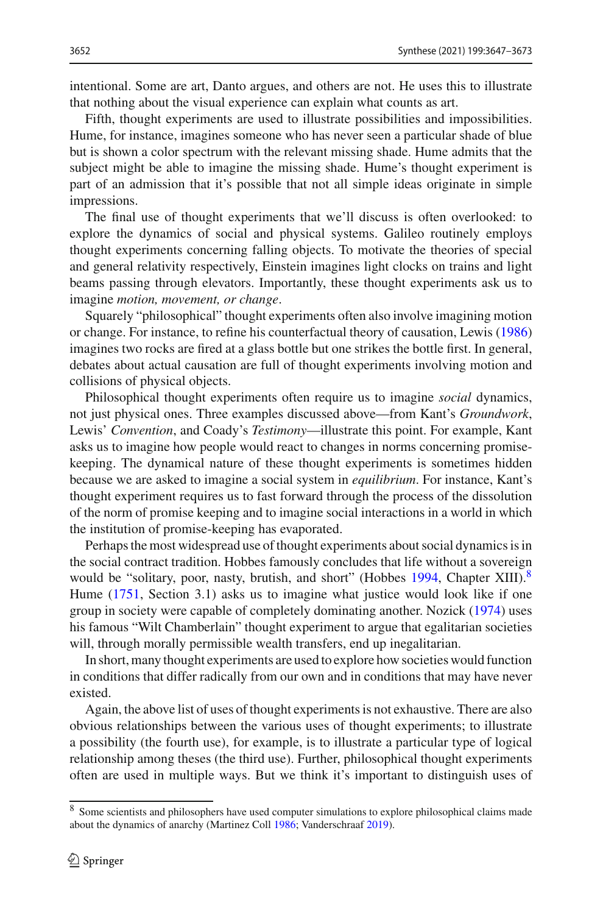intentional. Some are art, Danto argues, and others are not. He uses this to illustrate that nothing about the visual experience can explain what counts as art.

Fifth, thought experiments are used to illustrate possibilities and impossibilities. Hume, for instance, imagines someone who has never seen a particular shade of blue but is shown a color spectrum with the relevant missing shade. Hume admits that the subject might be able to imagine the missing shade. Hume's thought experiment is part of an admission that it's possible that not all simple ideas originate in simple impressions.

The final use of thought experiments that we'll discuss is often overlooked: to explore the dynamics of social and physical systems. Galileo routinely employs thought experiments concerning falling objects. To motivate the theories of special and general relativity respectively, Einstein imagines light clocks on trains and light beams passing through elevators. Importantly, these thought experiments ask us to imagine *motion, movement, or change*.

Squarely "philosophical" thought experiments often also involve imagining motion or change. For instance, to refine his counterfactual theory of causation, Lewis (1986) imagines two rocks are fired at a glass bottle but one strikes the bottle first. In general, debates about actual causation are full of thought experiments involving motion and collisions of physical objects.

Philosophical thought experiments often require us to imagine *social* dynamics, not just physical ones. Three examples discussed above—from Kant's *Groundwork*, Lewis' *Convention*, and Coady's *Testimony*—illustrate this point. For example, Kant asks us to imagine how people would react to changes in norms concerning promise-keeping. The dynamical nature of these thought experiments is sometimes hidden because we are asked to imagine a social system in *equilibrium*. For instance, Kant's thought experiment requires us to fast forward through the process of the dissolution of the norm of promise keeping and to imagine social interactions in a world in which the institution of promise-keeping has evaporated.

Perhaps the most widespread use of thought experiments about social dynamics is in the social contract tradition. Hobbes famously concludes that life without a sovereign would be "solitary, poor, nasty, brutish, and short" (Hobbes 1994, Chapter XIII).[8] Hume (1751, Section 3.1) asks us to imagine what justice would look like if one group in society were capable of completely dominating another. Nozick (1974) uses his famous "Wilt Chamberlain" thought experiment to argue that egalitarian societies will, through morally permissible wealth transfers, end up inegalitarian.

In short, many thought experiments are used to explore how societies would function in conditions that differ radically from our own and in conditions that may have never existed.

Again, the above list of uses of thought experiments is not exhaustive. There are also obvious relationships between the various uses of thought experiments; to illustrate a possibility (the fourth use), for example, is to illustrate a particular type of logical relationship among theses (the third use). Further, philosophical thought experiments often are used in multiple ways. But we think it's important to distinguish uses of

---

[8] Some scientists and philosophers have used computer simulations to explore philosophical claims made about the dynamics of anarchy (Martinez Coll 1986; Vanderschraaf 2019).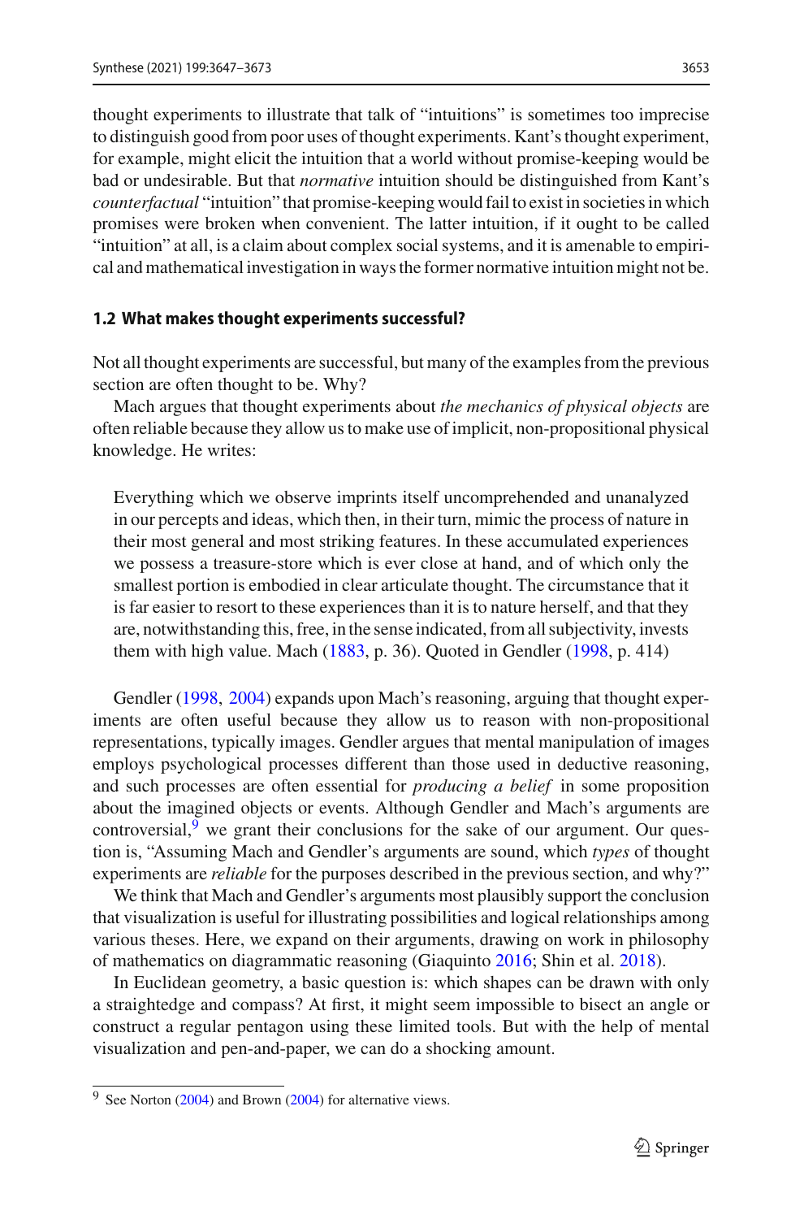thought experiments to illustrate that talk of "intuitions" is sometimes too imprecise to distinguish good from poor uses of thought experiments. Kant's thought experiment, for example, might elicit the intuition that a world without promise-keeping would be bad or undesirable. But that *normative* intuition should be distinguished from Kant's *counterfactual* "intuition" that promise-keeping would fail to exist in societies in which promises were broken when convenient. The latter intuition, if it ought to be called "intuition" at all, is a claim about complex social systems, and it is amenable to empirical and mathematical investigation in ways the former normative intuition might not be.

### 1.2 What makes thought experiments successful?

Not all thought experiments are successful, but many of the examples from the previous section are often thought to be. Why?

Mach argues that thought experiments about *the mechanics of physical objects* are often reliable because they allow us to make use of implicit, non-propositional physical knowledge. He writes:

> Everything which we observe imprints itself uncomprehended and unanalyzed in our percepts and ideas, which then, in their turn, mimic the process of nature in their most general and most striking features. In these accumulated experiences we possess a treasure-store which is ever close at hand, and of which only the smallest portion is embodied in clear articulate thought. The circumstance that it is far easier to resort to these experiences than it is to nature herself, and that they are, notwithstanding this, free, in the sense indicated, from all subjectivity, invests them with high value. Mach (1883, p. 36). Quoted in Gendler (1998, p. 414)

Gendler (1998, 2004) expands upon Mach's reasoning, arguing that thought experiments are often useful because they allow us to reason with non-propositional representations, typically images. Gendler argues that mental manipulation of images employs psychological processes different than those used in deductive reasoning, and such processes are often essential for *producing a belief* in some proposition about the imagined objects or events. Although Gendler and Mach's arguments are controversial,[9] we grant their conclusions for the sake of our argument. Our question is, "Assuming Mach and Gendler's arguments are sound, which *types* of thought experiments are *reliable* for the purposes described in the previous section, and why?"

We think that Mach and Gendler's arguments most plausibly support the conclusion that visualization is useful for illustrating possibilities and logical relationships among various theses. Here, we expand on their arguments, drawing on work in philosophy of mathematics on diagrammatic reasoning (Giaquinto 2016; Shin et al. 2018).

In Euclidean geometry, a basic question is: which shapes can be drawn with only a straightedge and compass? At first, it might seem impossible to bisect an angle or construct a regular pentagon using these limited tools. But with the help of mental visualization and pen-and-paper, we can do a shocking amount.

[9] See Norton (2004) and Brown (2004) for alternative views.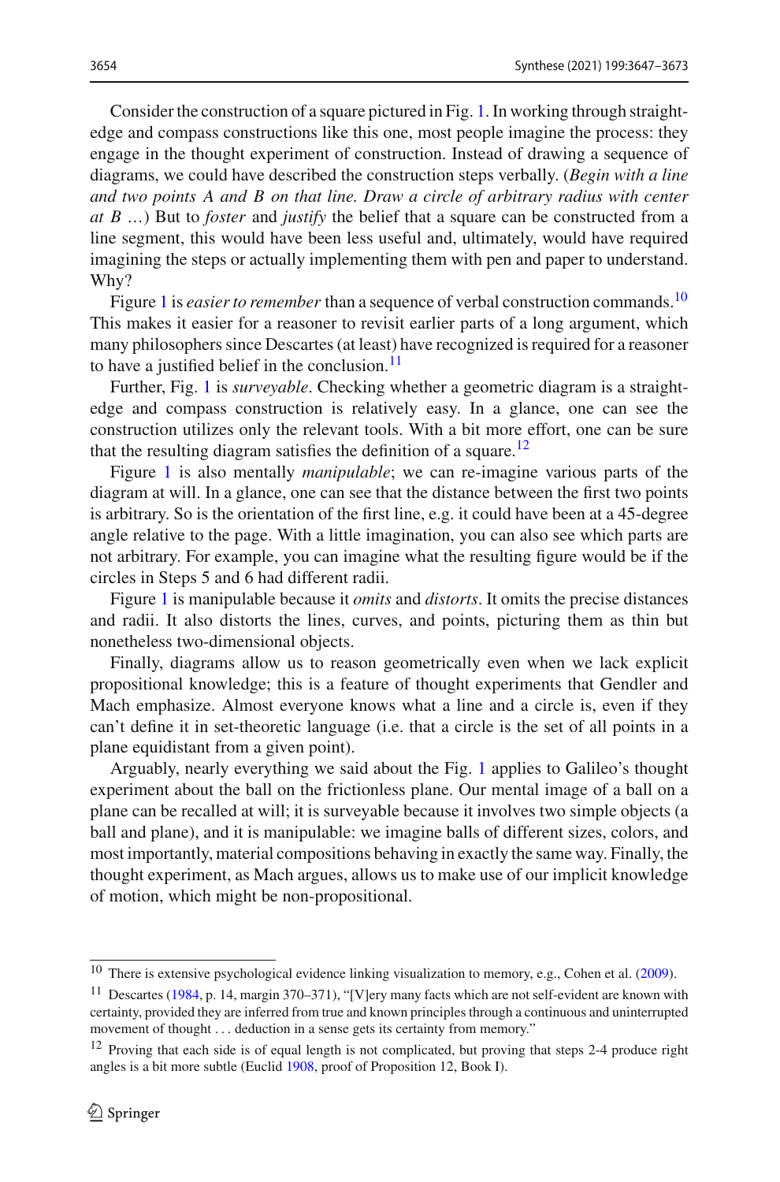Consider the construction of a square pictured in Fig. 1. In working through straightedge and compass constructions like this one, most people imagine the process: they engage in the thought experiment of construction. Instead of drawing a sequence of diagrams, we could have described the construction steps verbally. (*Begin with a line and two points A and B on that line. Draw a circle of arbitrary radius with center at B* …) But to *foster* and *justify* the belief that a square can be constructed from a line segment, this would have been less useful and, ultimately, would have required imagining the steps or actually implementing them with pen and paper to understand. Why?

Figure 1 is *easier to remember* than a sequence of verbal construction commands.[10] This makes it easier for a reasoner to revisit earlier parts of a long argument, which many philosophers since Descartes (at least) have recognized is required for a reasoner to have a justified belief in the conclusion.[11]

Further, Fig. 1 is *surveyable*. Checking whether a geometric diagram is a straightedge and compass construction is relatively easy. In a glance, one can see the construction utilizes only the relevant tools. With a bit more effort, one can be sure that the resulting diagram satisfies the definition of a square.[12]

Figure 1 is also mentally *manipulable*; we can re-imagine various parts of the diagram at will. In a glance, one can see that the distance between the first two points is arbitrary. So is the orientation of the first line, e.g. it could have been at a 45-degree angle relative to the page. With a little imagination, you can also see which parts are not arbitrary. For example, you can imagine what the resulting figure would be if the circles in Steps 5 and 6 had different radii.

Figure 1 is manipulable because it *omits* and *distorts*. It omits the precise distances and radii. It also distorts the lines, curves, and points, picturing them as thin but nonetheless two-dimensional objects.

Finally, diagrams allow us to reason geometrically even when we lack explicit propositional knowledge; this is a feature of thought experiments that Gendler and Mach emphasize. Almost everyone knows what a line and a circle is, even if they can't define it in set-theoretic language (i.e. that a circle is the set of all points in a plane equidistant from a given point).

Arguably, nearly everything we said about the Fig. 1 applies to Galileo's thought experiment about the ball on the frictionless plane. Our mental image of a ball on a plane can be recalled at will; it is surveyable because it involves two simple objects (a ball and plane), and it is manipulable: we imagine balls of different sizes, colors, and most importantly, material compositions behaving in exactly the same way. Finally, the thought experiment, as Mach argues, allows us to make use of our implicit knowledge of motion, which might be non-propositional.

---

[10] There is extensive psychological evidence linking visualization to memory, e.g., Cohen et al. (2009).

[11] Descartes (1984, p. 14, margin 370–371), "[V]ery many facts which are not self-evident are known with certainty, provided they are inferred from true and known principles through a continuous and uninterrupted movement of thought … deduction in a sense gets its certainty from memory."

[12] Proving that each side is of equal length is not complicated, but proving that steps 2-4 produce right angles is a bit more subtle (Euclid 1908, proof of Proposition 12, Book I).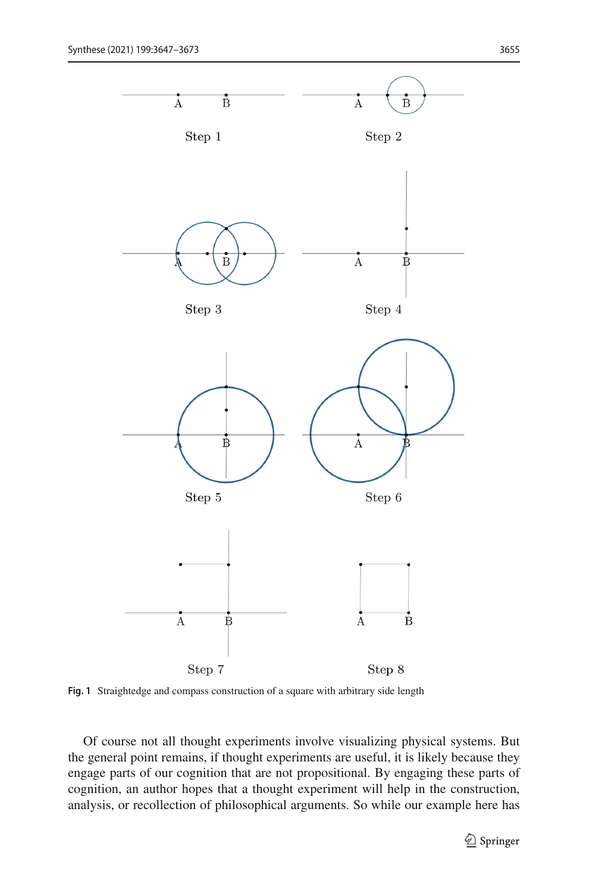**Fig. 1** Straightedge and compass construction of a square with arbitrary side length

Of course not all thought experiments involve visualizing physical systems. But the general point remains, if thought experiments are useful, it is likely because they engage parts of our cognition that are not propositional. By engaging these parts of cognition, an author hopes that a thought experiment will help in the construction, analysis, or recollection of philosophical arguments. So while our example here has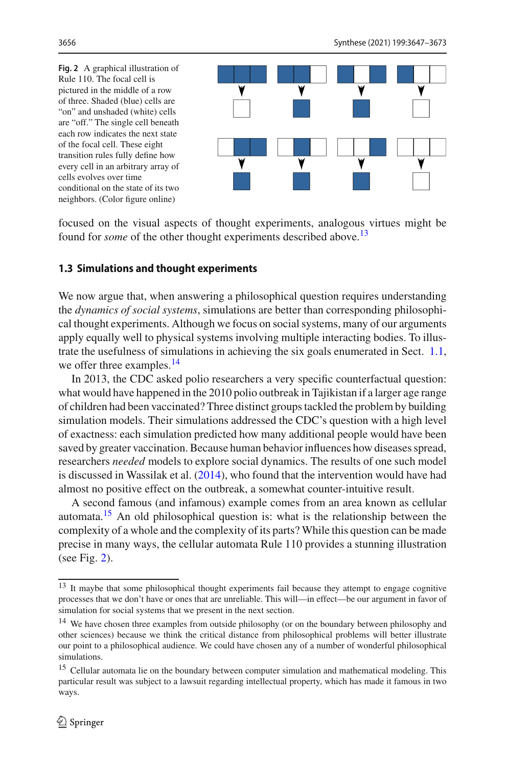**Fig. 2** A graphical illustration of Rule 110. The focal cell is pictured in the middle of a row of three. Shaded (blue) cells are "on" and unshaded (white) cells are "off." The single cell beneath each row indicates the next state of the focal cell. These eight transition rules fully define how every cell in an arbitrary array of cells evolves over time conditional on the state of its two neighbors. (Color figure online)

focused on the visual aspects of thought experiments, analogous virtues might be found for *some* of the other thought experiments described above.[13]

### 1.3 Simulations and thought experiments

We now argue that, when answering a philosophical question requires understanding the *dynamics of social systems*, simulations are better than corresponding philosophical thought experiments. Although we focus on social systems, many of our arguments apply equally well to physical systems involving multiple interacting bodies. To illustrate the usefulness of simulations in achieving the six goals enumerated in Sect. 1.1, we offer three examples.[14]

In 2013, the CDC asked polio researchers a very specific counterfactual question: what would have happened in the 2010 polio outbreak in Tajikistan if a larger age range of children had been vaccinated? Three distinct groups tackled the problem by building simulation models. Their simulations addressed the CDC's question with a high level of exactness: each simulation predicted how many additional people would have been saved by greater vaccination. Because human behavior influences how diseases spread, researchers *needed* models to explore social dynamics. The results of one such model is discussed in Wassilak et al. (2014), who found that the intervention would have had almost no positive effect on the outbreak, a somewhat counter-intuitive result.

A second famous (and infamous) example comes from an area known as cellular automata.[15] An old philosophical question is: what is the relationship between the complexity of a whole and the complexity of its parts? While this question can be made precise in many ways, the cellular automata Rule 110 provides a stunning illustration (see Fig. 2).

---

[13] It maybe that some philosophical thought experiments fail because they attempt to engage cognitive processes that we don't have or ones that are unreliable. This will—in effect—be our argument in favor of simulation for social systems that we present in the next section.

[14] We have chosen three examples from outside philosophy (or on the boundary between philosophy and other sciences) because we think the critical distance from philosophical problems will better illustrate our point to a philosophical audience. We could have chosen any of a number of wonderful philosophical simulations.

[15] Cellular automata lie on the boundary between computer simulation and mathematical modeling. This particular result was subject to a lawsuit regarding intellectual property, which has made it famous in two ways.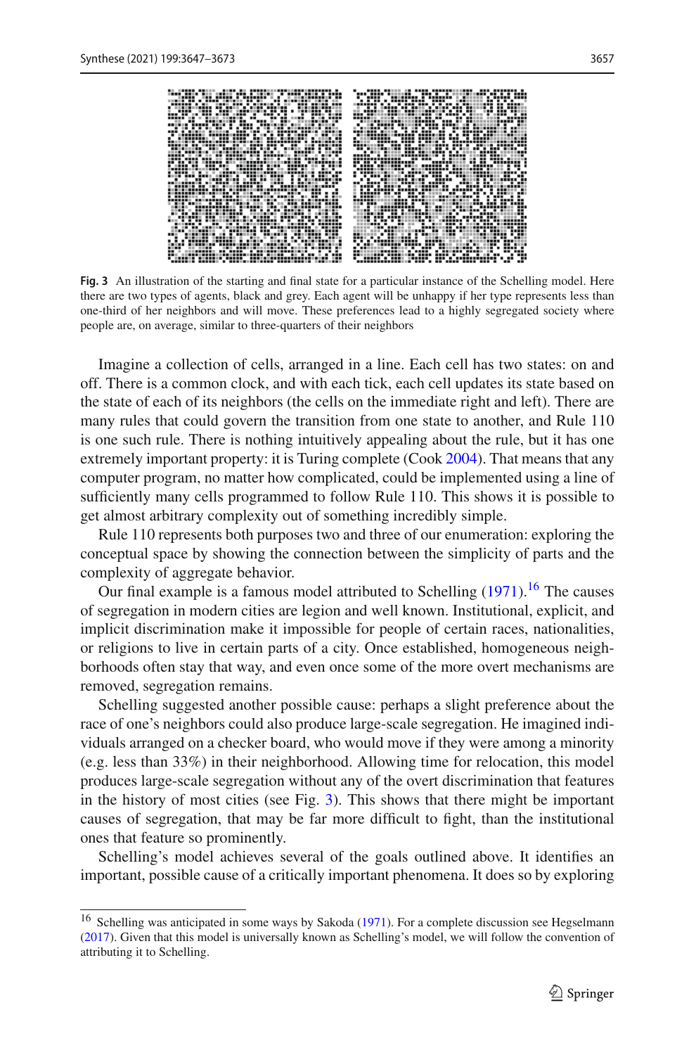Fig. 3 An illustration of the starting and final state for a particular instance of the Schelling model. Here there are two types of agents, black and grey. Each agent will be unhappy if her type represents less than one-third of her neighbors and will move. These preferences lead to a highly segregated society where people are, on average, similar to three-quarters of their neighbors

Imagine a collection of cells, arranged in a line. Each cell has two states: on and off. There is a common clock, and with each tick, each cell updates its state based on the state of each of its neighbors (the cells on the immediate right and left). There are many rules that could govern the transition from one state to another, and Rule 110 is one such rule. There is nothing intuitively appealing about the rule, but it has one extremely important property: it is Turing complete (Cook 2004). That means that any computer program, no matter how complicated, could be implemented using a line of sufficiently many cells programmed to follow Rule 110. This shows it is possible to get almost arbitrary complexity out of something incredibly simple.

Rule 110 represents both purposes two and three of our enumeration: exploring the conceptual space by showing the connection between the simplicity of parts and the complexity of aggregate behavior.

Our final example is a famous model attributed to Schelling (1971).[16] The causes of segregation in modern cities are legion and well known. Institutional, explicit, and implicit discrimination make it impossible for people of certain races, nationalities, or religions to live in certain parts of a city. Once established, homogeneous neighborhoods often stay that way, and even once some of the more overt mechanisms are removed, segregation remains.

Schelling suggested another possible cause: perhaps a slight preference about the race of one's neighbors could also produce large-scale segregation. He imagined individuals arranged on a checker board, who would move if they were among a minority (e.g. less than 33%) in their neighborhood. Allowing time for relocation, this model produces large-scale segregation without any of the overt discrimination that features in the history of most cities (see Fig. 3). This shows that there might be important causes of segregation, that may be far more difficult to fight, than the institutional ones that feature so prominently.

Schelling's model achieves several of the goals outlined above. It identifies an important, possible cause of a critically important phenomena. It does so by exploring

[16] Schelling was anticipated in some ways by Sakoda (1971). For a complete discussion see Hegselmann (2017). Given that this model is universally known as Schelling's model, we will follow the convention of attributing it to Schelling.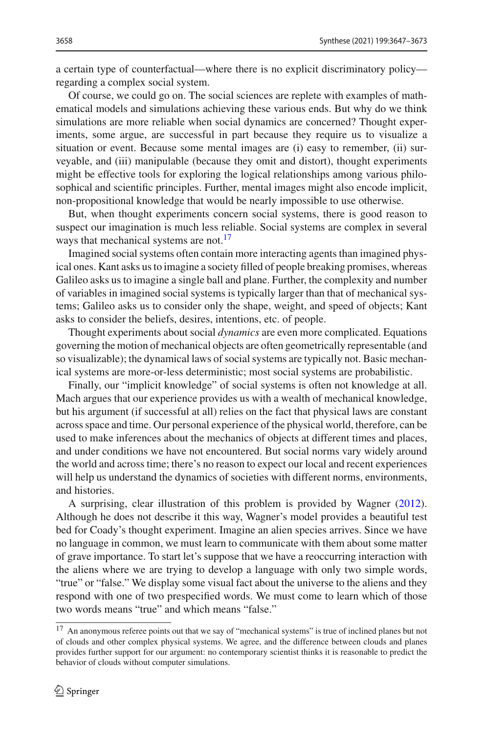a certain type of counterfactual—where there is no explicit discriminatory policy—regarding a complex social system.

Of course, we could go on. The social sciences are replete with examples of mathematical models and simulations achieving these various ends. But why do we think simulations are more reliable when social dynamics are concerned? Thought experiments, some argue, are successful in part because they require us to visualize a situation or event. Because some mental images are (i) easy to remember, (ii) surveyable, and (iii) manipulable (because they omit and distort), thought experiments might be effective tools for exploring the logical relationships among various philosophical and scientific principles. Further, mental images might also encode implicit, non-propositional knowledge that would be nearly impossible to use otherwise.

But, when thought experiments concern social systems, there is good reason to suspect our imagination is much less reliable. Social systems are complex in several ways that mechanical systems are not.[17]

Imagined social systems often contain more interacting agents than imagined physical ones. Kant asks us to imagine a society filled of people breaking promises, whereas Galileo asks us to imagine a single ball and plane. Further, the complexity and number of variables in imagined social systems is typically larger than that of mechanical systems; Galileo asks us to consider only the shape, weight, and speed of objects; Kant asks to consider the beliefs, desires, intentions, etc. of people.

Thought experiments about social *dynamics* are even more complicated. Equations governing the motion of mechanical objects are often geometrically representable (and so visualizable); the dynamical laws of social systems are typically not. Basic mechanical systems are more-or-less deterministic; most social systems are probabilistic.

Finally, our "implicit knowledge" of social systems is often not knowledge at all. Mach argues that our experience provides us with a wealth of mechanical knowledge, but his argument (if successful at all) relies on the fact that physical laws are constant across space and time. Our personal experience of the physical world, therefore, can be used to make inferences about the mechanics of objects at different times and places, and under conditions we have not encountered. But social norms vary widely around the world and across time; there's no reason to expect our local and recent experiences will help us understand the dynamics of societies with different norms, environments, and histories.

A surprising, clear illustration of this problem is provided by Wagner (2012). Although he does not describe it this way, Wagner's model provides a beautiful test bed for Coady's thought experiment. Imagine an alien species arrives. Since we have no language in common, we must learn to communicate with them about some matter of grave importance. To start let's suppose that we have a reoccurring interaction with the aliens where we are trying to develop a language with only two simple words, "true" or "false." We display some visual fact about the universe to the aliens and they respond with one of two prespecified words. We must come to learn which of those two words means "true" and which means "false."

[17] An anonymous referee points out that we say of "mechanical systems" is true of inclined planes but not of clouds and other complex physical systems. We agree, and the difference between clouds and planes provides further support for our argument: no contemporary scientist thinks it is reasonable to predict the behavior of clouds without computer simulations.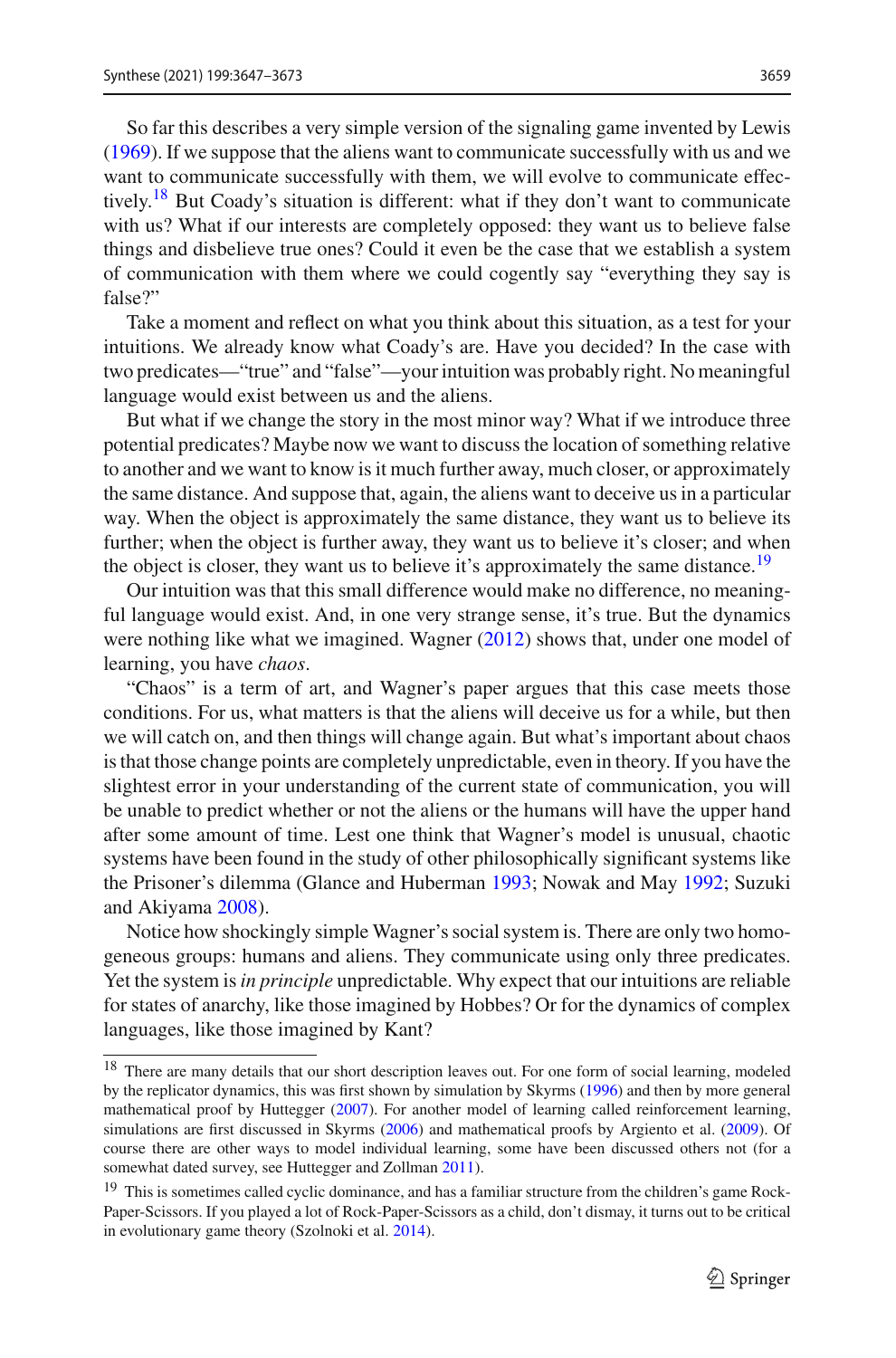So far this describes a very simple version of the signaling game invented by Lewis (1969). If we suppose that the aliens want to communicate successfully with us and we want to communicate successfully with them, we will evolve to communicate effectively.[18] But Coady's situation is different: what if they don't want to communicate with us? What if our interests are completely opposed: they want us to believe false things and disbelieve true ones? Could it even be the case that we establish a system of communication with them where we could cogently say "everything they say is false?"

Take a moment and reflect on what you think about this situation, as a test for your intuitions. We already know what Coady's are. Have you decided? In the case with two predicates—"true" and "false"—your intuition was probably right. No meaningful language would exist between us and the aliens.

But what if we change the story in the most minor way? What if we introduce three potential predicates? Maybe now we want to discuss the location of something relative to another and we want to know is it much further away, much closer, or approximately the same distance. And suppose that, again, the aliens want to deceive us in a particular way. When the object is approximately the same distance, they want us to believe its further; when the object is further away, they want us to believe it's closer; and when the object is closer, they want us to believe it's approximately the same distance.[19]

Our intuition was that this small difference would make no difference, no meaningful language would exist. And, in one very strange sense, it's true. But the dynamics were nothing like what we imagined. Wagner (2012) shows that, under one model of learning, you have *chaos*.

"Chaos" is a term of art, and Wagner's paper argues that this case meets those conditions. For us, what matters is that the aliens will deceive us for a while, but then we will catch on, and then things will change again. But what's important about chaos is that those change points are completely unpredictable, even in theory. If you have the slightest error in your understanding of the current state of communication, you will be unable to predict whether or not the aliens or the humans will have the upper hand after some amount of time. Lest one think that Wagner's model is unusual, chaotic systems have been found in the study of other philosophically significant systems like the Prisoner's dilemma (Glance and Huberman 1993; Nowak and May 1992; Suzuki and Akiyama 2008).

Notice how shockingly simple Wagner's social system is. There are only two homogeneous groups: humans and aliens. They communicate using only three predicates. Yet the system is *in principle* unpredictable. Why expect that our intuitions are reliable for states of anarchy, like those imagined by Hobbes? Or for the dynamics of complex languages, like those imagined by Kant?

---

[18] There are many details that our short description leaves out. For one form of social learning, modeled by the replicator dynamics, this was first shown by simulation by Skyrms (1996) and then by more general mathematical proof by Huttegger (2007). For another model of learning called reinforcement learning, simulations are first discussed in Skyrms (2006) and mathematical proofs by Argiento et al. (2009). Of course there are other ways to model individual learning, some have been discussed others not (for a somewhat dated survey, see Huttegger and Zollman 2011).

[19] This is sometimes called cyclic dominance, and has a familiar structure from the children's game Rock-Paper-Scissors. If you played a lot of Rock-Paper-Scissors as a child, don't dismay, it turns out to be critical in evolutionary game theory (Szolnoki et al. 2014).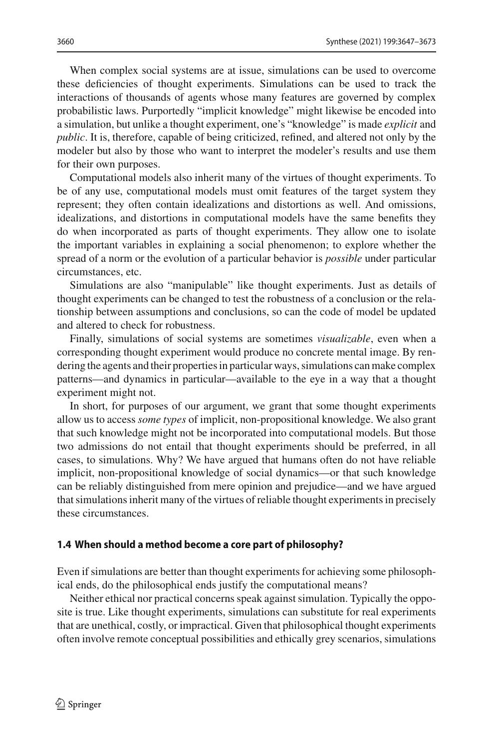When complex social systems are at issue, simulations can be used to overcome these deficiencies of thought experiments. Simulations can be used to track the interactions of thousands of agents whose many features are governed by complex probabilistic laws. Purportedly "implicit knowledge" might likewise be encoded into a simulation, but unlike a thought experiment, one's "knowledge" is made *explicit* and *public*. It is, therefore, capable of being criticized, refined, and altered not only by the modeler but also by those who want to interpret the modeler's results and use them for their own purposes.

Computational models also inherit many of the virtues of thought experiments. To be of any use, computational models must omit features of the target system they represent; they often contain idealizations and distortions as well. And omissions, idealizations, and distortions in computational models have the same benefits they do when incorporated as parts of thought experiments. They allow one to isolate the important variables in explaining a social phenomenon; to explore whether the spread of a norm or the evolution of a particular behavior is *possible* under particular circumstances, etc.

Simulations are also "manipulable" like thought experiments. Just as details of thought experiments can be changed to test the robustness of a conclusion or the relationship between assumptions and conclusions, so can the code of model be updated and altered to check for robustness.

Finally, simulations of social systems are sometimes *visualizable*, even when a corresponding thought experiment would produce no concrete mental image. By rendering the agents and their properties in particular ways, simulations can make complex patterns—and dynamics in particular—available to the eye in a way that a thought experiment might not.

In short, for purposes of our argument, we grant that some thought experiments allow us to access *some types* of implicit, non-propositional knowledge. We also grant that such knowledge might not be incorporated into computational models. But those two admissions do not entail that thought experiments should be preferred, in all cases, to simulations. Why? We have argued that humans often do not have reliable implicit, non-propositional knowledge of social dynamics—or that such knowledge can be reliably distinguished from mere opinion and prejudice—and we have argued that simulations inherit many of the virtues of reliable thought experiments in precisely these circumstances.

### 1.4 When should a method become a core part of philosophy?

Even if simulations are better than thought experiments for achieving some philosophical ends, do the philosophical ends justify the computational means?

Neither ethical nor practical concerns speak against simulation. Typically the opposite is true. Like thought experiments, simulations can substitute for real experiments that are unethical, costly, or impractical. Given that philosophical thought experiments often involve remote conceptual possibilities and ethically grey scenarios, simulations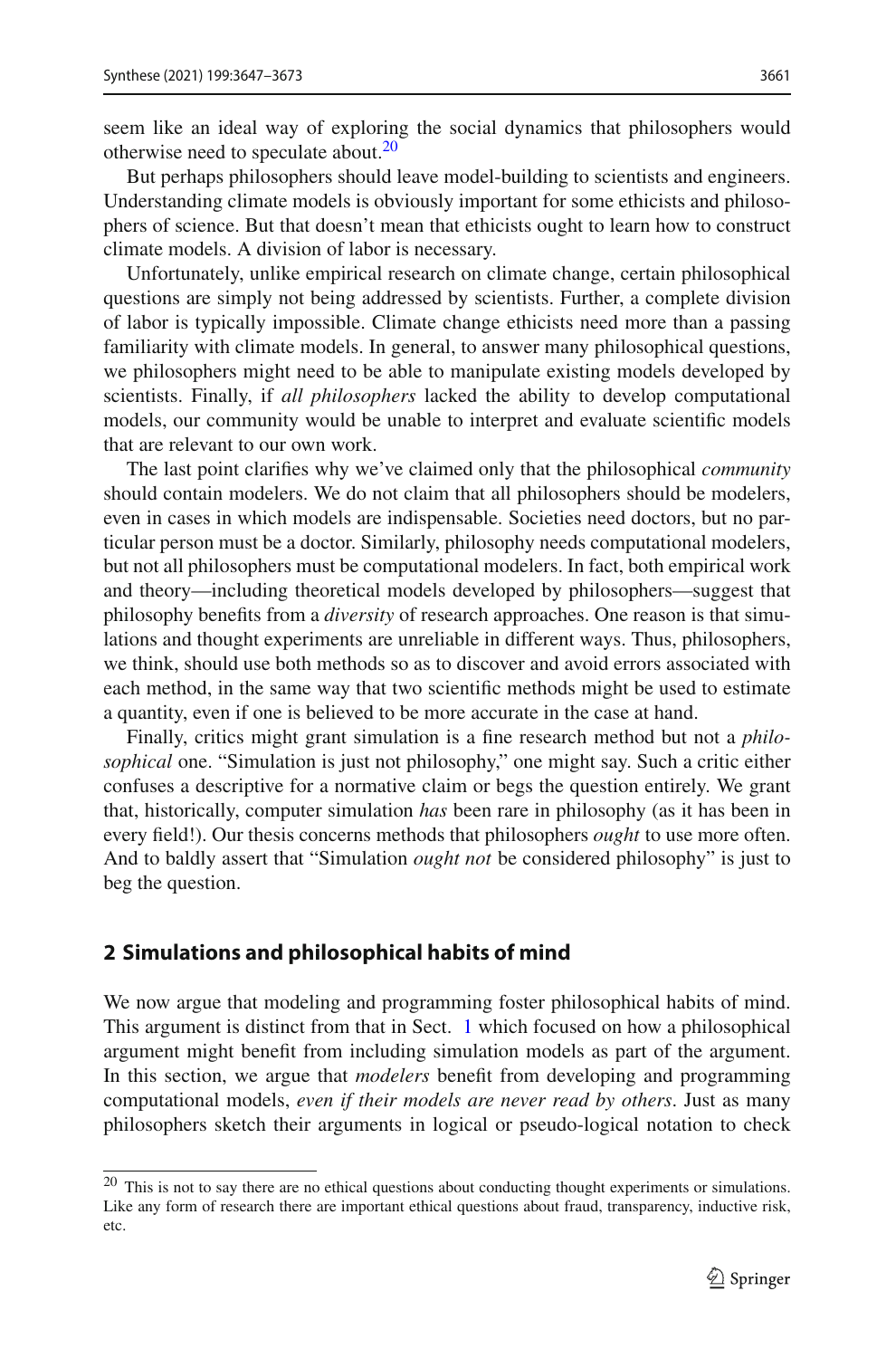seem like an ideal way of exploring the social dynamics that philosophers would otherwise need to speculate about.[20]

But perhaps philosophers should leave model-building to scientists and engineers. Understanding climate models is obviously important for some ethicists and philosophers of science. But that doesn't mean that ethicists ought to learn how to construct climate models. A division of labor is necessary.

Unfortunately, unlike empirical research on climate change, certain philosophical questions are simply not being addressed by scientists. Further, a complete division of labor is typically impossible. Climate change ethicists need more than a passing familiarity with climate models. In general, to answer many philosophical questions, we philosophers might need to be able to manipulate existing models developed by scientists. Finally, if *all philosophers* lacked the ability to develop computational models, our community would be unable to interpret and evaluate scientific models that are relevant to our own work.

The last point clarifies why we've claimed only that the philosophical *community* should contain modelers. We do not claim that all philosophers should be modelers, even in cases in which models are indispensable. Societies need doctors, but no particular person must be a doctor. Similarly, philosophy needs computational modelers, but not all philosophers must be computational modelers. In fact, both empirical work and theory—including theoretical models developed by philosophers—suggest that philosophy benefits from a *diversity* of research approaches. One reason is that simulations and thought experiments are unreliable in different ways. Thus, philosophers, we think, should use both methods so as to discover and avoid errors associated with each method, in the same way that two scientific methods might be used to estimate a quantity, even if one is believed to be more accurate in the case at hand.

Finally, critics might grant simulation is a fine research method but not a *philosophical* one. "Simulation is just not philosophy," one might say. Such a critic either confuses a descriptive for a normative claim or begs the question entirely. We grant that, historically, computer simulation *has* been rare in philosophy (as it has been in every field!). Our thesis concerns methods that philosophers *ought* to use more often. And to baldly assert that "Simulation *ought not* be considered philosophy" is just to beg the question.

## 2 Simulations and philosophical habits of mind

We now argue that modeling and programming foster philosophical habits of mind. This argument is distinct from that in Sect. 1 which focused on how a philosophical argument might benefit from including simulation models as part of the argument. In this section, we argue that *modelers* benefit from developing and programming computational models, *even if their models are never read by others*. Just as many philosophers sketch their arguments in logical or pseudo-logical notation to check

[20] This is not to say there are no ethical questions about conducting thought experiments or simulations. Like any form of research there are important ethical questions about fraud, transparency, inductive risk, etc.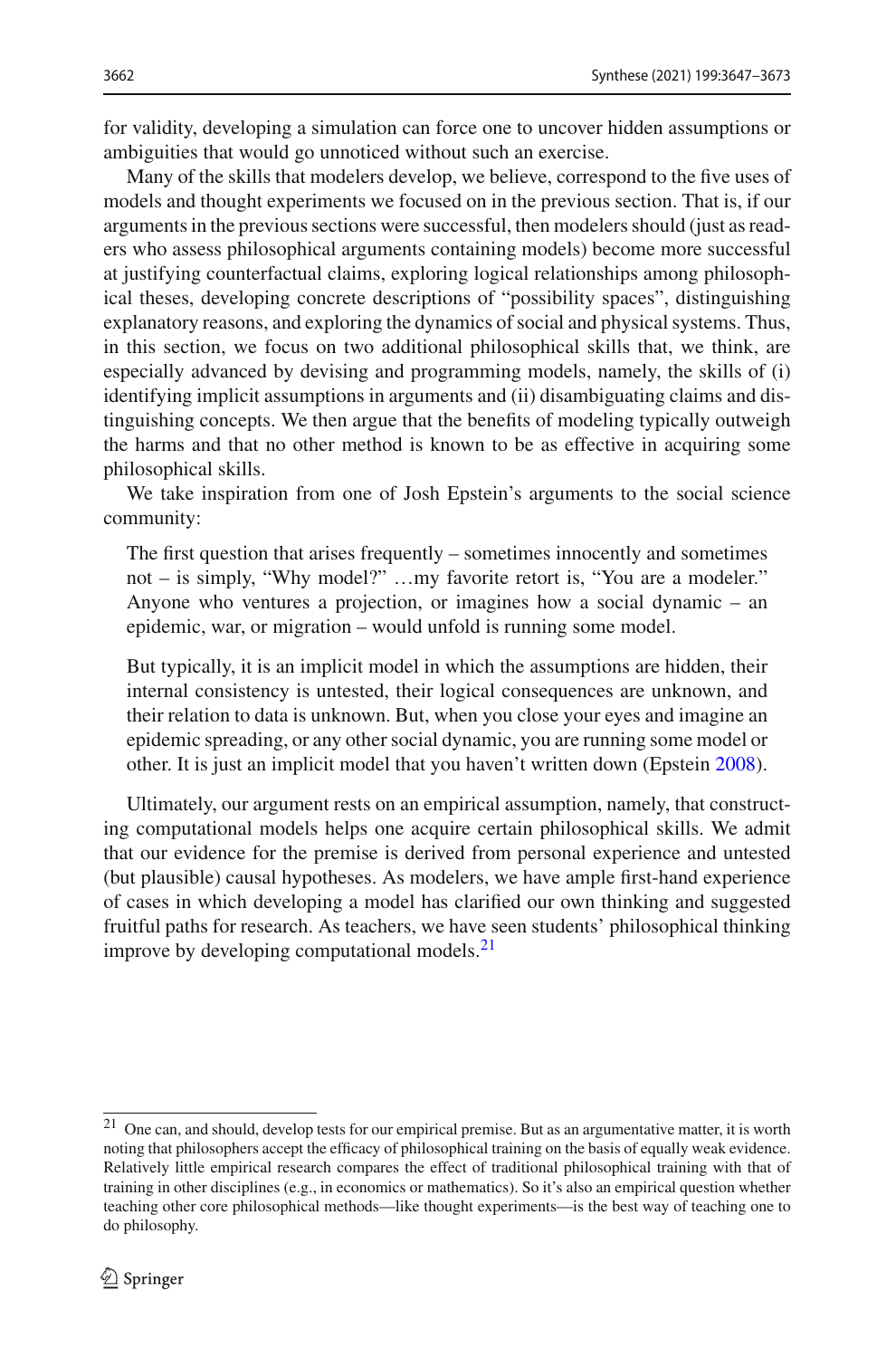for validity, developing a simulation can force one to uncover hidden assumptions or ambiguities that would go unnoticed without such an exercise.

Many of the skills that modelers develop, we believe, correspond to the five uses of models and thought experiments we focused on in the previous section. That is, if our arguments in the previous sections were successful, then modelers should (just as readers who assess philosophical arguments containing models) become more successful at justifying counterfactual claims, exploring logical relationships among philosophical theses, developing concrete descriptions of "possibility spaces", distinguishing explanatory reasons, and exploring the dynamics of social and physical systems. Thus, in this section, we focus on two additional philosophical skills that, we think, are especially advanced by devising and programming models, namely, the skills of (i) identifying implicit assumptions in arguments and (ii) disambiguating claims and distinguishing concepts. We then argue that the benefits of modeling typically outweigh the harms and that no other method is known to be as effective in acquiring some philosophical skills.

We take inspiration from one of Josh Epstein's arguments to the social science community:

> The first question that arises frequently – sometimes innocently and sometimes not – is simply, "Why model?" …my favorite retort is, "You are a modeler." Anyone who ventures a projection, or imagines how a social dynamic – an epidemic, war, or migration – would unfold is running some model.
>
> But typically, it is an implicit model in which the assumptions are hidden, their internal consistency is untested, their logical consequences are unknown, and their relation to data is unknown. But, when you close your eyes and imagine an epidemic spreading, or any other social dynamic, you are running some model or other. It is just an implicit model that you haven't written down (Epstein 2008).

Ultimately, our argument rests on an empirical assumption, namely, that constructing computational models helps one acquire certain philosophical skills. We admit that our evidence for the premise is derived from personal experience and untested (but plausible) causal hypotheses. As modelers, we have ample first-hand experience of cases in which developing a model has clarified our own thinking and suggested fruitful paths for research. As teachers, we have seen students' philosophical thinking improve by developing computational models.[21]

[21] One can, and should, develop tests for our empirical premise. But as an argumentative matter, it is worth noting that philosophers accept the efficacy of philosophical training on the basis of equally weak evidence. Relatively little empirical research compares the effect of traditional philosophical training with that of training in other disciplines (e.g., in economics or mathematics). So it's also an empirical question whether teaching other core philosophical methods—like thought experiments—is the best way of teaching one to do philosophy.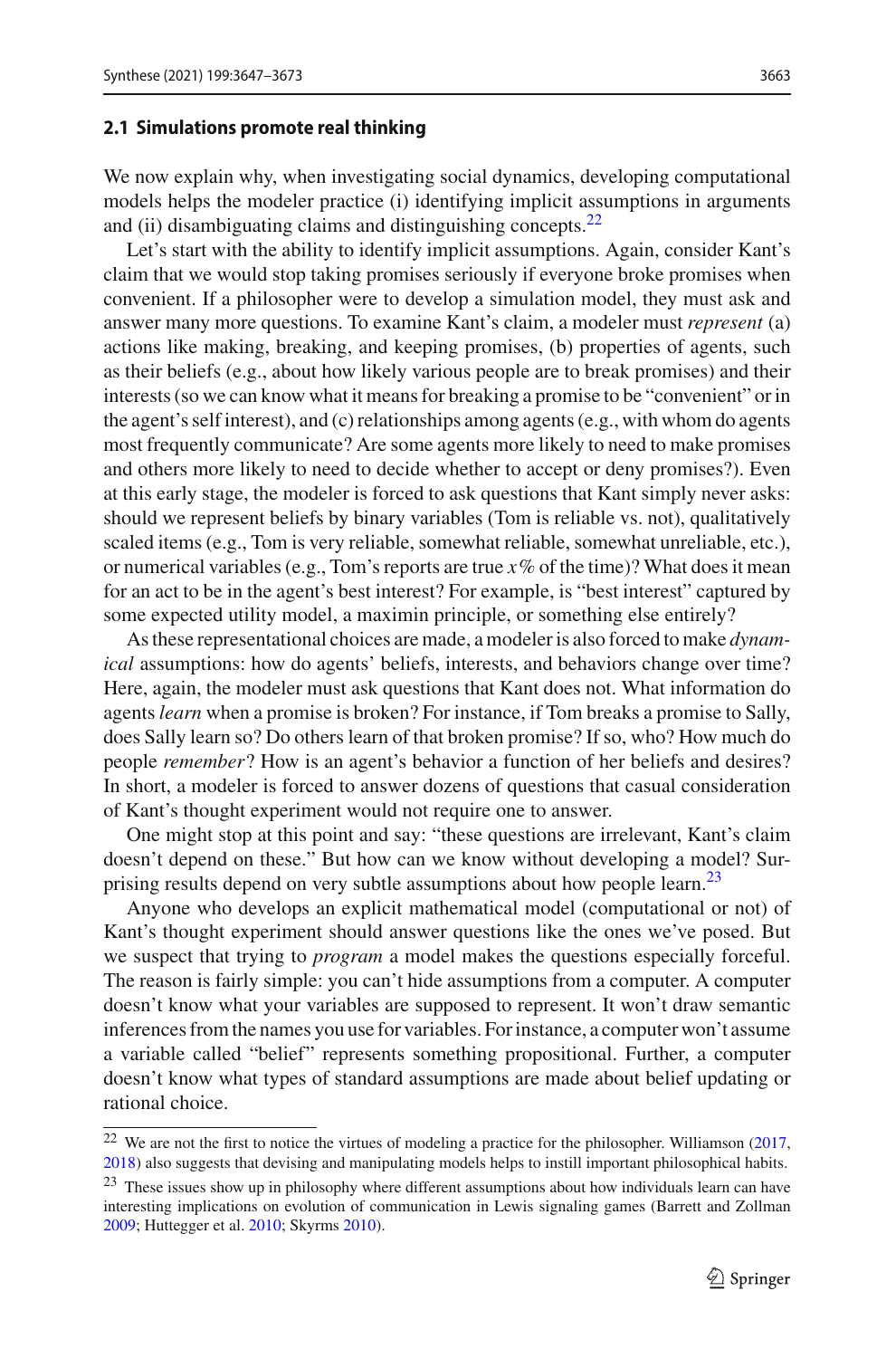### 2.1 Simulations promote real thinking

We now explain why, when investigating social dynamics, developing computational models helps the modeler practice (i) identifying implicit assumptions in arguments and (ii) disambiguating claims and distinguishing concepts.[22]

Let's start with the ability to identify implicit assumptions. Again, consider Kant's claim that we would stop taking promises seriously if everyone broke promises when convenient. If a philosopher were to develop a simulation model, they must ask and answer many more questions. To examine Kant's claim, a modeler must *represent* (a) actions like making, breaking, and keeping promises, (b) properties of agents, such as their beliefs (e.g., about how likely various people are to break promises) and their interests (so we can know what it means for breaking a promise to be "convenient" or in the agent's self interest), and (c) relationships among agents (e.g., with whom do agents most frequently communicate? Are some agents more likely to need to make promises and others more likely to need to decide whether to accept or deny promises?). Even at this early stage, the modeler is forced to ask questions that Kant simply never asks: should we represent beliefs by binary variables (Tom is reliable vs. not), qualitatively scaled items (e.g., Tom is very reliable, somewhat reliable, somewhat unreliable, etc.), or numerical variables (e.g., Tom's reports are true $x\%$ of the time)? What does it mean for an act to be in the agent's best interest? For example, is "best interest" captured by some expected utility model, a maximin principle, or something else entirely?

As these representational choices are made, a modeler is also forced to make *dynamical* assumptions: how do agents' beliefs, interests, and behaviors change over time? Here, again, the modeler must ask questions that Kant does not. What information do agents *learn* when a promise is broken? For instance, if Tom breaks a promise to Sally, does Sally learn so? Do others learn of that broken promise? If so, who? How much do people *remember*? How is an agent's behavior a function of her beliefs and desires? In short, a modeler is forced to answer dozens of questions that casual consideration of Kant's thought experiment would not require one to answer.

One might stop at this point and say: "these questions are irrelevant, Kant's claim doesn't depend on these." But how can we know without developing a model? Surprising results depend on very subtle assumptions about how people learn.[23]

Anyone who develops an explicit mathematical model (computational or not) of Kant's thought experiment should answer questions like the ones we've posed. But we suspect that trying to *program* a model makes the questions especially forceful. The reason is fairly simple: you can't hide assumptions from a computer. A computer doesn't know what your variables are supposed to represent. It won't draw semantic inferences from the names you use for variables. For instance, a computer won't assume a variable called "belief" represents something propositional. Further, a computer doesn't know what types of standard assumptions are made about belief updating or rational choice.

---

[22] We are not the first to notice the virtues of modeling a practice for the philosopher. Williamson (2017, 2018) also suggests that devising and manipulating models helps to instill important philosophical habits.

[23] These issues show up in philosophy where different assumptions about how individuals learn can have interesting implications on evolution of communication in Lewis signaling games (Barrett and Zollman 2009; Huttegger et al. 2010; Skyrms 2010).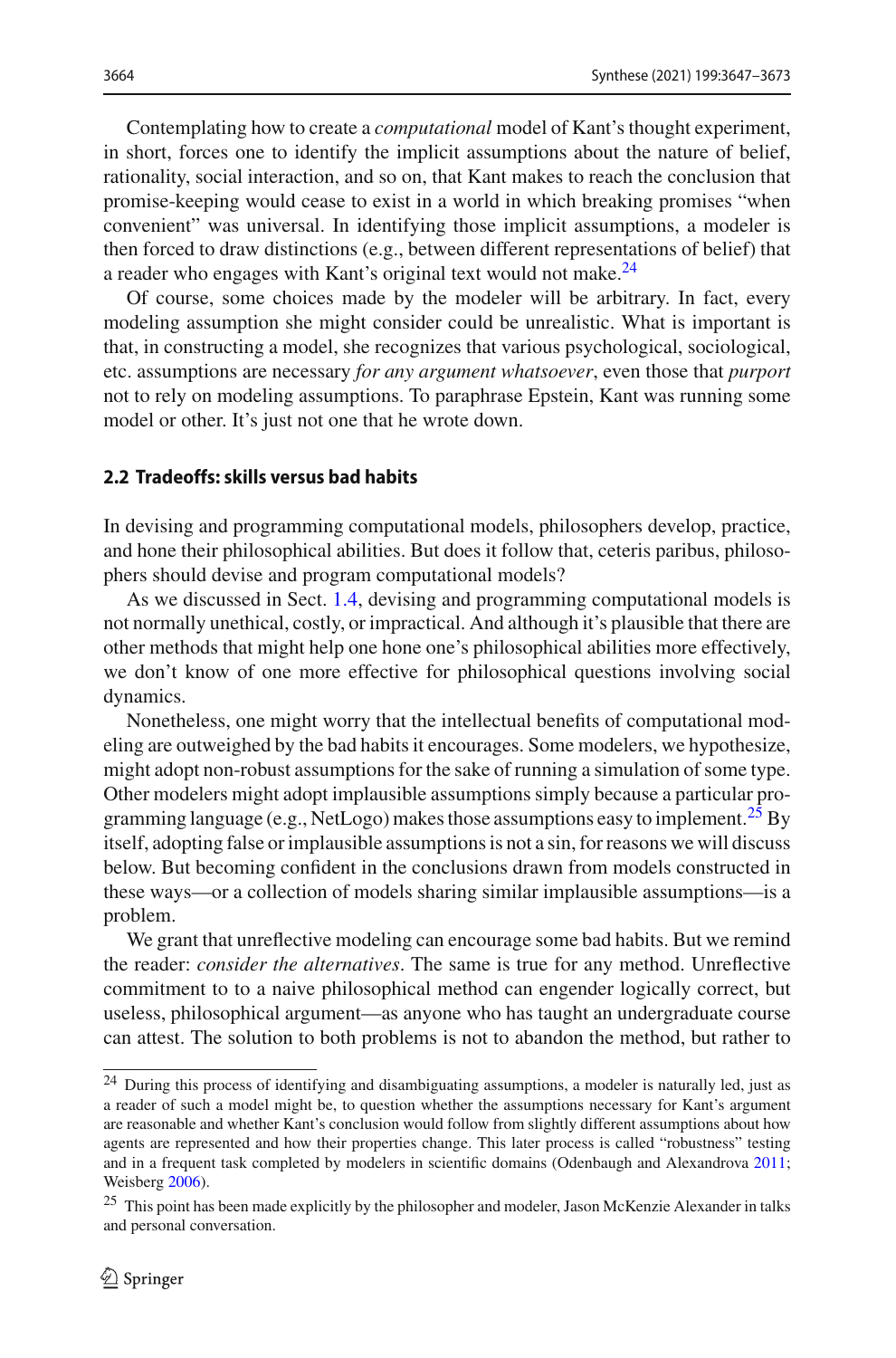Contemplating how to create a *computational* model of Kant's thought experiment, in short, forces one to identify the implicit assumptions about the nature of belief, rationality, social interaction, and so on, that Kant makes to reach the conclusion that promise-keeping would cease to exist in a world in which breaking promises "when convenient" was universal. In identifying those implicit assumptions, a modeler is then forced to draw distinctions (e.g., between different representations of belief) that a reader who engages with Kant's original text would not make.[24]

Of course, some choices made by the modeler will be arbitrary. In fact, every modeling assumption she might consider could be unrealistic. What is important is that, in constructing a model, she recognizes that various psychological, sociological, etc. assumptions are necessary *for any argument whatsoever*, even those that *purport* not to rely on modeling assumptions. To paraphrase Epstein, Kant was running some model or other. It's just not one that he wrote down.

### 2.2 Tradeoffs: skills versus bad habits

In devising and programming computational models, philosophers develop, practice, and hone their philosophical abilities. But does it follow that, ceteris paribus, philosophers should devise and program computational models?

As we discussed in Sect. 1.4, devising and programming computational models is not normally unethical, costly, or impractical. And although it's plausible that there are other methods that might help one hone one's philosophical abilities more effectively, we don't know of one more effective for philosophical questions involving social dynamics.

Nonetheless, one might worry that the intellectual benefits of computational modeling are outweighed by the bad habits it encourages. Some modelers, we hypothesize, might adopt non-robust assumptions for the sake of running a simulation of some type. Other modelers might adopt implausible assumptions simply because a particular programming language (e.g., NetLogo) makes those assumptions easy to implement.[25] By itself, adopting false or implausible assumptions is not a sin, for reasons we will discuss below. But becoming confident in the conclusions drawn from models constructed in these ways—or a collection of models sharing similar implausible assumptions—is a problem.

We grant that unreflective modeling can encourage some bad habits. But we remind the reader: *consider the alternatives*. The same is true for any method. Unreflective commitment to to a naive philosophical method can engender logically correct, but useless, philosophical argument—as anyone who has taught an undergraduate course can attest. The solution to both problems is not to abandon the method, but rather to

[24] During this process of identifying and disambiguating assumptions, a modeler is naturally led, just as a reader of such a model might be, to question whether the assumptions necessary for Kant's argument are reasonable and whether Kant's conclusion would follow from slightly different assumptions about how agents are represented and how their properties change. This later process is called "robustness" testing and in a frequent task completed by modelers in scientific domains (Odenbaugh and Alexandrova 2011; Weisberg 2006).

[25] This point has been made explicitly by the philosopher and modeler, Jason McKenzie Alexander in talks and personal conversation.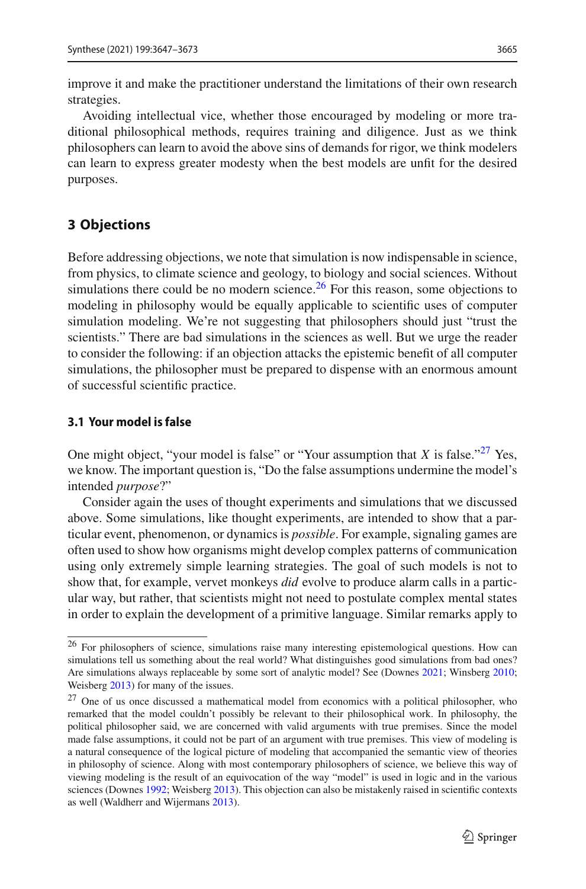improve it and make the practitioner understand the limitations of their own research strategies.

Avoiding intellectual vice, whether those encouraged by modeling or more traditional philosophical methods, requires training and diligence. Just as we think philosophers can learn to avoid the above sins of demands for rigor, we think modelers can learn to express greater modesty when the best models are unfit for the desired purposes.

## 3 Objections

Before addressing objections, we note that simulation is now indispensable in science, from physics, to climate science and geology, to biology and social sciences. Without simulations there could be no modern science.[26] For this reason, some objections to modeling in philosophy would be equally applicable to scientific uses of computer simulation modeling. We're not suggesting that philosophers should just "trust the scientists." There are bad simulations in the sciences as well. But we urge the reader to consider the following: if an objection attacks the epistemic benefit of all computer simulations, the philosopher must be prepared to dispense with an enormous amount of successful scientific practice.

### 3.1 Your model is false

One might object, "your model is false" or "Your assumption that *X* is false."[27] Yes, we know. The important question is, "Do the false assumptions undermine the model's intended *purpose*?"

Consider again the uses of thought experiments and simulations that we discussed above. Some simulations, like thought experiments, are intended to show that a particular event, phenomenon, or dynamics is *possible*. For example, signaling games are often used to show how organisms might develop complex patterns of communication using only extremely simple learning strategies. The goal of such models is not to show that, for example, vervet monkeys *did* evolve to produce alarm calls in a particular way, but rather, that scientists might not need to postulate complex mental states in order to explain the development of a primitive language. Similar remarks apply to

---

[26] For philosophers of science, simulations raise many interesting epistemological questions. How can simulations tell us something about the real world? What distinguishes good simulations from bad ones? Are simulations always replaceable by some sort of analytic model? See (Downes 2021; Winsberg 2010; Weisberg 2013) for many of the issues.

[27] One of us once discussed a mathematical model from economics with a political philosopher, who remarked that the model couldn't possibly be relevant to their philosophical work. In philosophy, the political philosopher said, we are concerned with valid arguments with true premises. Since the model made false assumptions, it could not be part of an argument with true premises. This view of modeling is a natural consequence of the logical picture of modeling that accompanied the semantic view of theories in philosophy of science. Along with most contemporary philosophers of science, we believe this way of viewing modeling is the result of an equivocation of the way "model" is used in logic and in the various sciences (Downes 1992; Weisberg 2013). This objection can also be mistakenly raised in scientific contexts as well (Waldherr and Wijermans 2013).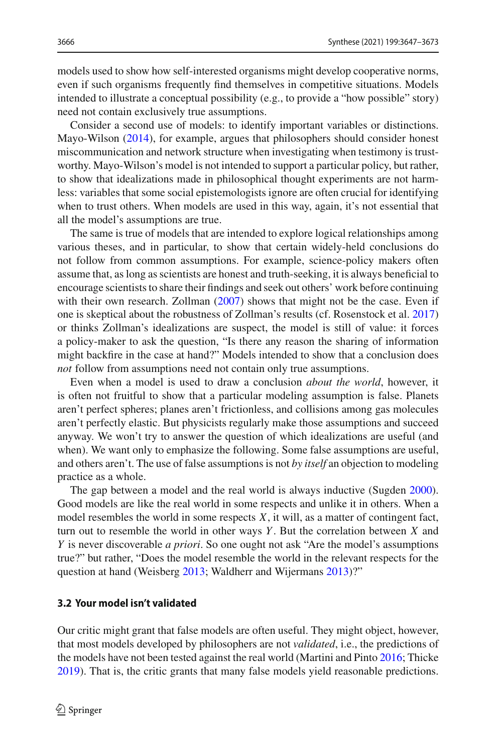models used to show how self-interested organisms might develop cooperative norms, even if such organisms frequently find themselves in competitive situations. Models intended to illustrate a conceptual possibility (e.g., to provide a "how possible" story) need not contain exclusively true assumptions.

Consider a second use of models: to identify important variables or distinctions. Mayo-Wilson (2014), for example, argues that philosophers should consider honest miscommunication and network structure when investigating when testimony is trustworthy. Mayo-Wilson's model is not intended to support a particular policy, but rather, to show that idealizations made in philosophical thought experiments are not harmless: variables that some social epistemologists ignore are often crucial for identifying when to trust others. When models are used in this way, again, it's not essential that all the model's assumptions are true.

The same is true of models that are intended to explore logical relationships among various theses, and in particular, to show that certain widely-held conclusions do not follow from common assumptions. For example, science-policy makers often assume that, as long as scientists are honest and truth-seeking, it is always beneficial to encourage scientists to share their findings and seek out others' work before continuing with their own research. Zollman (2007) shows that might not be the case. Even if one is skeptical about the robustness of Zollman's results (cf. Rosenstock et al. 2017) or thinks Zollman's idealizations are suspect, the model is still of value: it forces a policy-maker to ask the question, "Is there any reason the sharing of information might backfire in the case at hand?" Models intended to show that a conclusion does *not* follow from assumptions need not contain only true assumptions.

Even when a model is used to draw a conclusion *about the world*, however, it is often not fruitful to show that a particular modeling assumption is false. Planets aren't perfect spheres; planes aren't frictionless, and collisions among gas molecules aren't perfectly elastic. But physicists regularly make those assumptions and succeed anyway. We won't try to answer the question of which idealizations are useful (and when). We want only to emphasize the following. Some false assumptions are useful, and others aren't. The use of false assumptions is not *by itself* an objection to modeling practice as a whole.

The gap between a model and the real world is always inductive (Sugden 2000). Good models are like the real world in some respects and unlike it in others. When a model resembles the world in some respects $X$, it will, as a matter of contingent fact, turn out to resemble the world in other ways $Y$. But the correlation between $X$ and $Y$ is never discoverable *a priori*. So one ought not ask "Are the model's assumptions true?" but rather, "Does the model resemble the world in the relevant respects for the question at hand (Weisberg 2013; Waldherr and Wijermans 2013)?"

### 3.2 Your model isn't validated

Our critic might grant that false models are often useful. They might object, however, that most models developed by philosophers are not *validated*, i.e., the predictions of the models have not been tested against the real world (Martini and Pinto 2016; Thicke 2019). That is, the critic grants that many false models yield reasonable predictions.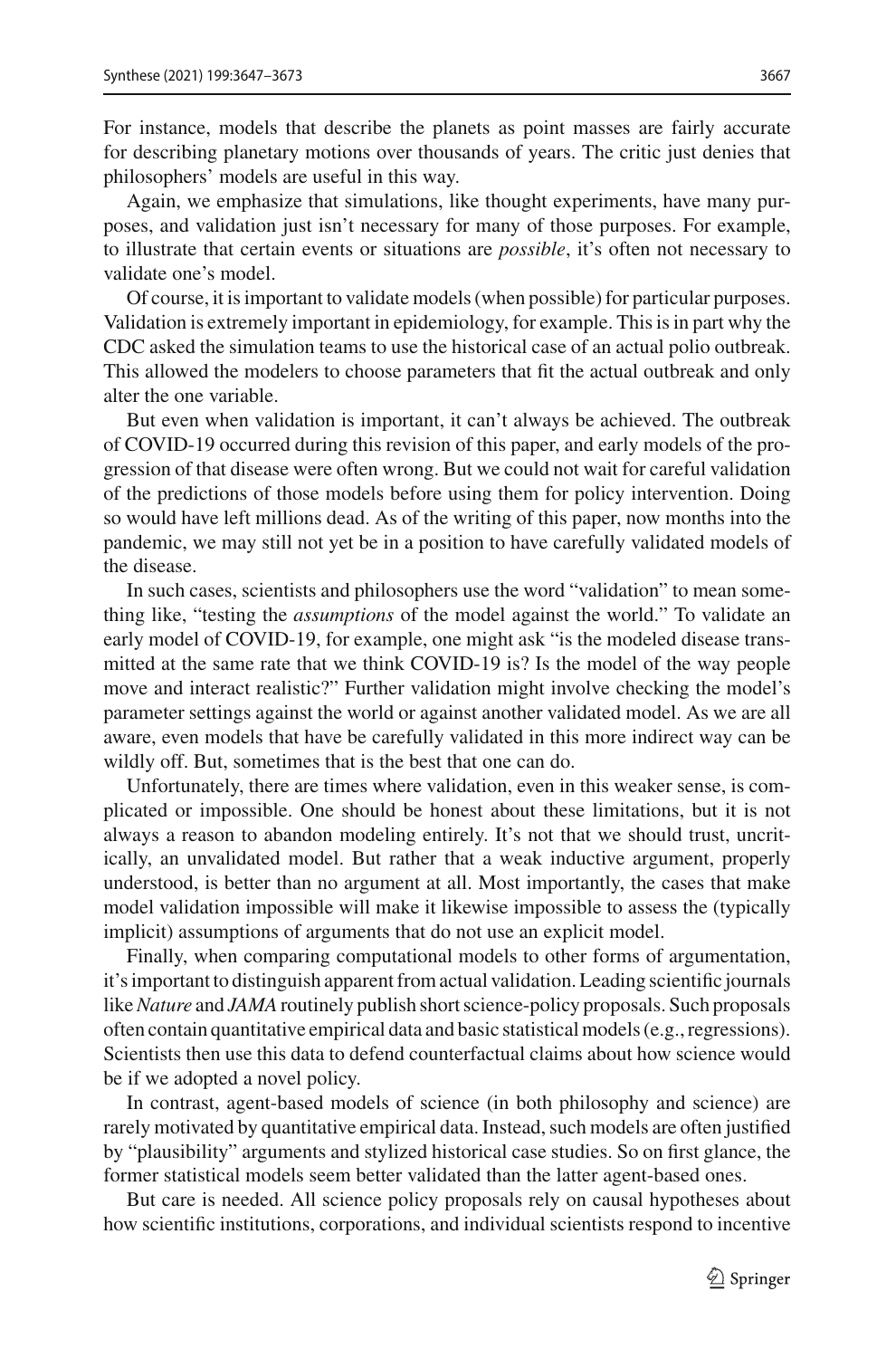For instance, models that describe the planets as point masses are fairly accurate for describing planetary motions over thousands of years. The critic just denies that philosophers' models are useful in this way.

Again, we emphasize that simulations, like thought experiments, have many purposes, and validation just isn't necessary for many of those purposes. For example, to illustrate that certain events or situations are *possible*, it's often not necessary to validate one's model.

Of course, it is important to validate models (when possible) for particular purposes. Validation is extremely important in epidemiology, for example. This is in part why the CDC asked the simulation teams to use the historical case of an actual polio outbreak. This allowed the modelers to choose parameters that fit the actual outbreak and only alter the one variable.

But even when validation is important, it can't always be achieved. The outbreak of COVID-19 occurred during this revision of this paper, and early models of the progression of that disease were often wrong. But we could not wait for careful validation of the predictions of those models before using them for policy intervention. Doing so would have left millions dead. As of the writing of this paper, now months into the pandemic, we may still not yet be in a position to have carefully validated models of the disease.

In such cases, scientists and philosophers use the word "validation" to mean something like, "testing the *assumptions* of the model against the world." To validate an early model of COVID-19, for example, one might ask "is the modeled disease transmitted at the same rate that we think COVID-19 is? Is the model of the way people move and interact realistic?" Further validation might involve checking the model's parameter settings against the world or against another validated model. As we are all aware, even models that have be carefully validated in this more indirect way can be wildly off. But, sometimes that is the best that one can do.

Unfortunately, there are times where validation, even in this weaker sense, is complicated or impossible. One should be honest about these limitations, but it is not always a reason to abandon modeling entirely. It's not that we should trust, uncritically, an unvalidated model. But rather that a weak inductive argument, properly understood, is better than no argument at all. Most importantly, the cases that make model validation impossible will make it likewise impossible to assess the (typically implicit) assumptions of arguments that do not use an explicit model.

Finally, when comparing computational models to other forms of argumentation, it's important to distinguish apparent from actual validation. Leading scientific journals like *Nature* and *JAMA* routinely publish short science-policy proposals. Such proposals often contain quantitative empirical data and basic statistical models (e.g., regressions). Scientists then use this data to defend counterfactual claims about how science would be if we adopted a novel policy.

In contrast, agent-based models of science (in both philosophy and science) are rarely motivated by quantitative empirical data. Instead, such models are often justified by "plausibility" arguments and stylized historical case studies. So on first glance, the former statistical models seem better validated than the latter agent-based ones.

But care is needed. All science policy proposals rely on causal hypotheses about how scientific institutions, corporations, and individual scientists respond to incentive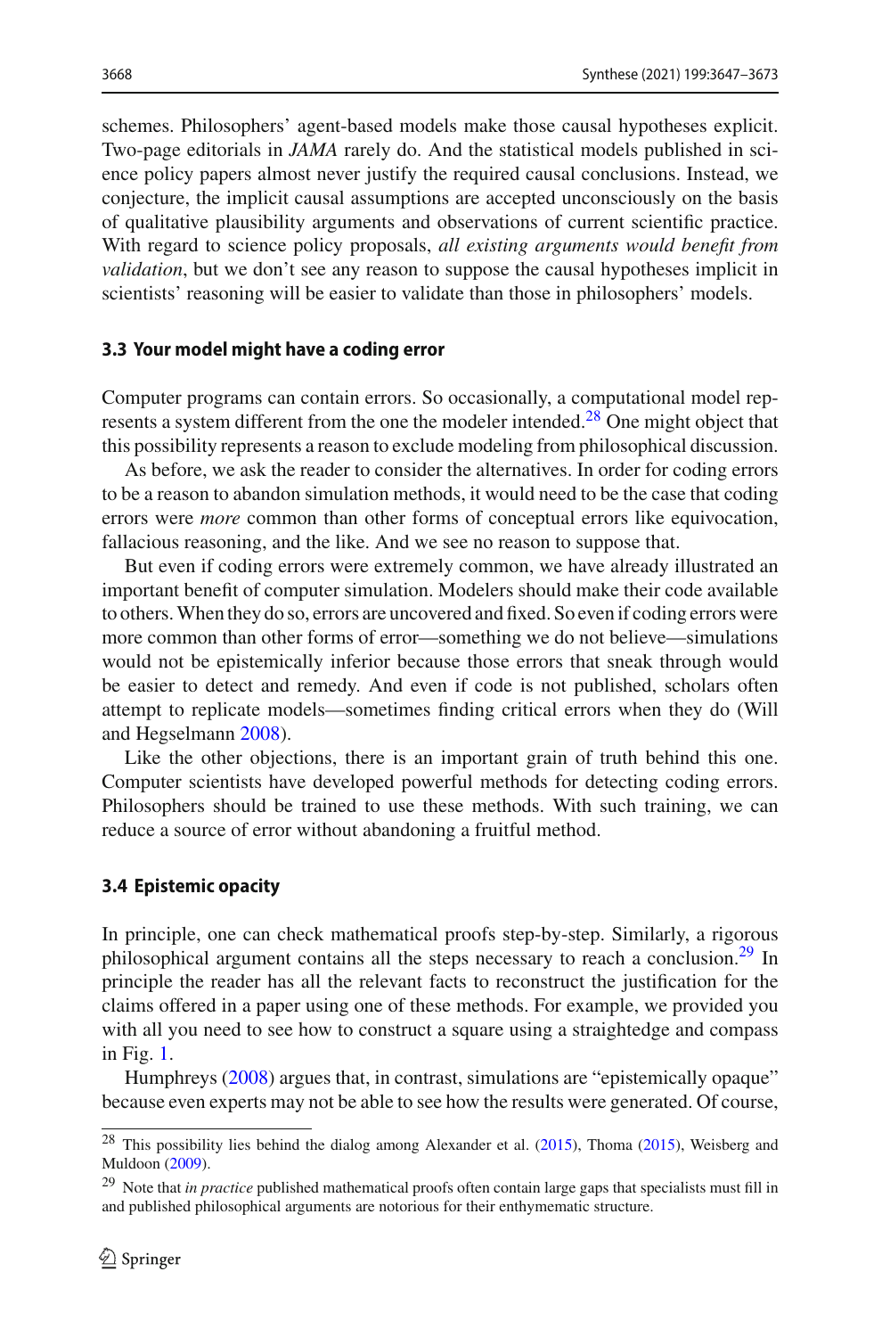schemes. Philosophers' agent-based models make those causal hypotheses explicit. Two-page editorials in *JAMA* rarely do. And the statistical models published in science policy papers almost never justify the required causal conclusions. Instead, we conjecture, the implicit causal assumptions are accepted unconsciously on the basis of qualitative plausibility arguments and observations of current scientific practice. With regard to science policy proposals, *all existing arguments would benefit from validation*, but we don't see any reason to suppose the causal hypotheses implicit in scientists' reasoning will be easier to validate than those in philosophers' models.

### 3.3 Your model might have a coding error

Computer programs can contain errors. So occasionally, a computational model represents a system different from the one the modeler intended.[28] One might object that this possibility represents a reason to exclude modeling from philosophical discussion.

As before, we ask the reader to consider the alternatives. In order for coding errors to be a reason to abandon simulation methods, it would need to be the case that coding errors were *more* common than other forms of conceptual errors like equivocation, fallacious reasoning, and the like. And we see no reason to suppose that.

But even if coding errors were extremely common, we have already illustrated an important benefit of computer simulation. Modelers should make their code available to others. When they do so, errors are uncovered and fixed. So even if coding errors were more common than other forms of error—something we do not believe—simulations would not be epistemically inferior because those errors that sneak through would be easier to detect and remedy. And even if code is not published, scholars often attempt to replicate models—sometimes finding critical errors when they do (Will and Hegselmann 2008).

Like the other objections, there is an important grain of truth behind this one. Computer scientists have developed powerful methods for detecting coding errors. Philosophers should be trained to use these methods. With such training, we can reduce a source of error without abandoning a fruitful method.

### 3.4 Epistemic opacity

In principle, one can check mathematical proofs step-by-step. Similarly, a rigorous philosophical argument contains all the steps necessary to reach a conclusion.[29] In principle the reader has all the relevant facts to reconstruct the justification for the claims offered in a paper using one of these methods. For example, we provided you with all you need to see how to construct a square using a straightedge and compass in Fig. 1.

Humphreys (2008) argues that, in contrast, simulations are "epistemically opaque" because even experts may not be able to see how the results were generated. Of course,

---

[28] This possibility lies behind the dialog among Alexander et al. (2015), Thoma (2015), Weisberg and Muldoon (2009).

[29] Note that *in practice* published mathematical proofs often contain large gaps that specialists must fill in and published philosophical arguments are notorious for their enthymematic structure.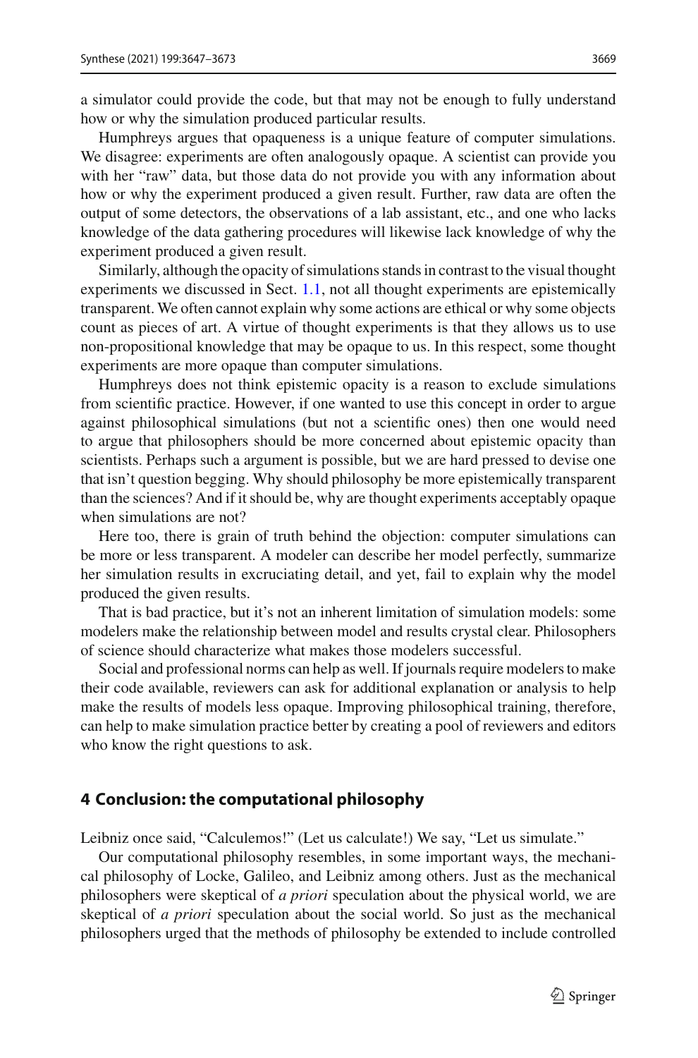a simulator could provide the code, but that may not be enough to fully understand how or why the simulation produced particular results.

Humphreys argues that opaqueness is a unique feature of computer simulations. We disagree: experiments are often analogously opaque. A scientist can provide you with her "raw" data, but those data do not provide you with any information about how or why the experiment produced a given result. Further, raw data are often the output of some detectors, the observations of a lab assistant, etc., and one who lacks knowledge of the data gathering procedures will likewise lack knowledge of why the experiment produced a given result.

Similarly, although the opacity of simulations stands in contrast to the visual thought experiments we discussed in Sect. 1.1, not all thought experiments are epistemically transparent. We often cannot explain why some actions are ethical or why some objects count as pieces of art. A virtue of thought experiments is that they allows us to use non-propositional knowledge that may be opaque to us. In this respect, some thought experiments are more opaque than computer simulations.

Humphreys does not think epistemic opacity is a reason to exclude simulations from scientific practice. However, if one wanted to use this concept in order to argue against philosophical simulations (but not a scientific ones) then one would need to argue that philosophers should be more concerned about epistemic opacity than scientists. Perhaps such a argument is possible, but we are hard pressed to devise one that isn't question begging. Why should philosophy be more epistemically transparent than the sciences? And if it should be, why are thought experiments acceptably opaque when simulations are not?

Here too, there is grain of truth behind the objection: computer simulations can be more or less transparent. A modeler can describe her model perfectly, summarize her simulation results in excruciating detail, and yet, fail to explain why the model produced the given results.

That is bad practice, but it's not an inherent limitation of simulation models: some modelers make the relationship between model and results crystal clear. Philosophers of science should characterize what makes those modelers successful.

Social and professional norms can help as well. If journals require modelers to make their code available, reviewers can ask for additional explanation or analysis to help make the results of models less opaque. Improving philosophical training, therefore, can help to make simulation practice better by creating a pool of reviewers and editors who know the right questions to ask.

## 4 Conclusion: the computational philosophy

Leibniz once said, "Calculemos!" (Let us calculate!) We say, "Let us simulate."

Our computational philosophy resembles, in some important ways, the mechanical philosophy of Locke, Galileo, and Leibniz among others. Just as the mechanical philosophers were skeptical of *a priori* speculation about the physical world, we are skeptical of *a priori* speculation about the social world. So just as the mechanical philosophers urged that the methods of philosophy be extended to include controlled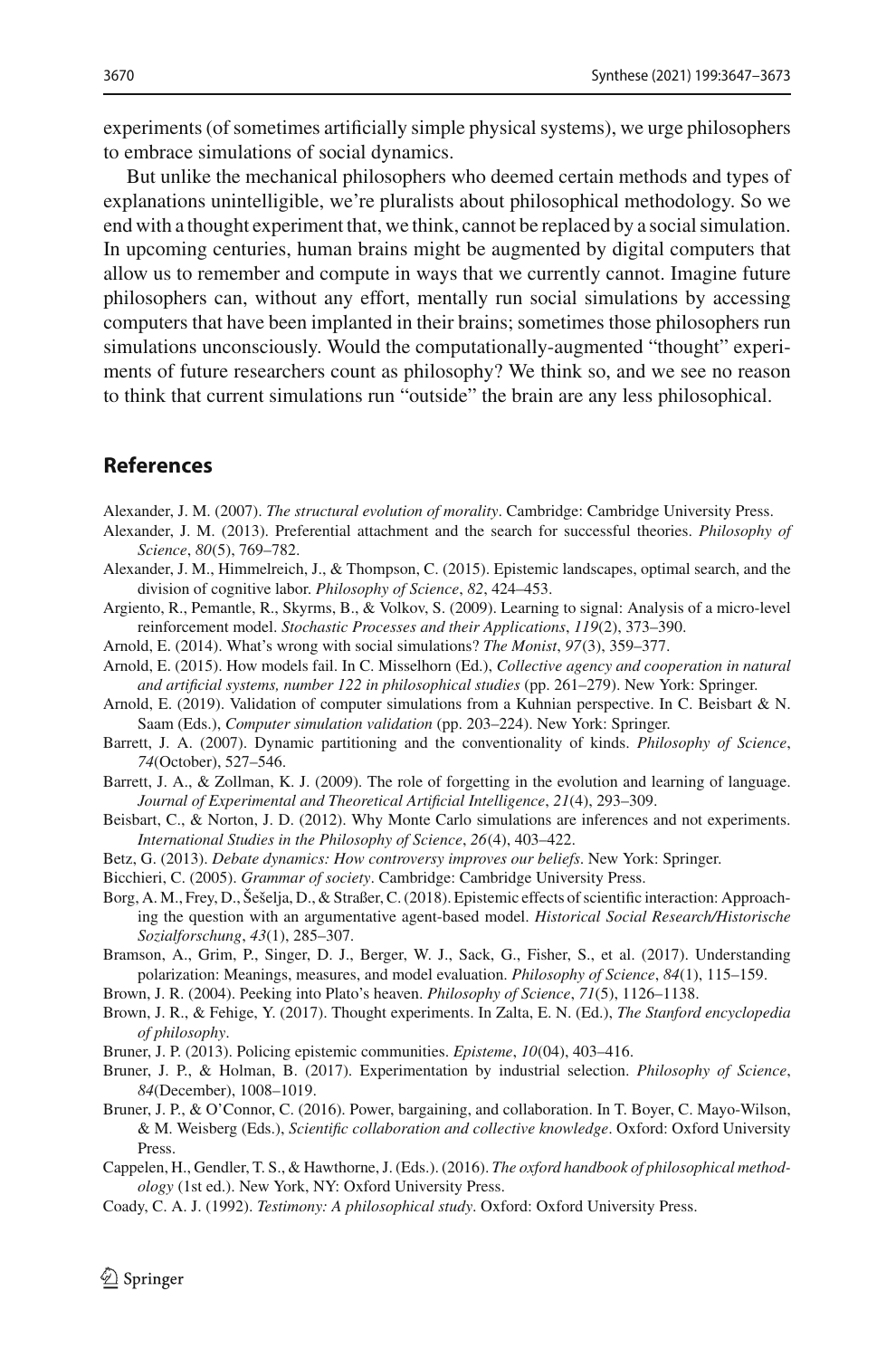experiments (of sometimes artificially simple physical systems), we urge philosophers to embrace simulations of social dynamics.

But unlike the mechanical philosophers who deemed certain methods and types of explanations unintelligible, we're pluralists about philosophical methodology. So we end with a thought experiment that, we think, cannot be replaced by a social simulation. In upcoming centuries, human brains might be augmented by digital computers that allow us to remember and compute in ways that we currently cannot. Imagine future philosophers can, without any effort, mentally run social simulations by accessing computers that have been implanted in their brains; sometimes those philosophers run simulations unconsciously. Would the computationally-augmented "thought" experiments of future researchers count as philosophy? We think so, and we see no reason to think that current simulations run "outside" the brain are any less philosophical.

## References

Alexander, J. M. (2007). *The structural evolution of morality*. Cambridge: Cambridge University Press.

Alexander, J. M. (2013). Preferential attachment and the search for successful theories. *Philosophy of Science*, *80*(5), 769–782.

Alexander, J. M., Himmelreich, J., & Thompson, C. (2015). Epistemic landscapes, optimal search, and the division of cognitive labor. *Philosophy of Science*, *82*, 424–453.

Argiento, R., Pemantle, R., Skyrms, B., & Volkov, S. (2009). Learning to signal: Analysis of a micro-level reinforcement model. *Stochastic Processes and their Applications*, *119*(2), 373–390.

Arnold, E. (2014). What's wrong with social simulations? *The Monist*, *97*(3), 359–377.

Arnold, E. (2015). How models fail. In C. Misselhorn (Ed.), *Collective agency and cooperation in natural and artificial systems, number 122 in philosophical studies* (pp. 261–279). New York: Springer.

Arnold, E. (2019). Validation of computer simulations from a Kuhnian perspective. In C. Beisbart & N. Saam (Eds.), *Computer simulation validation* (pp. 203–224). New York: Springer.

Barrett, J. A. (2007). Dynamic partitioning and the conventionality of kinds. *Philosophy of Science*, *74*(October), 527–546.

Barrett, J. A., & Zollman, K. J. (2009). The role of forgetting in the evolution and learning of language. *Journal of Experimental and Theoretical Artificial Intelligence*, *21*(4), 293–309.

Beisbart, C., & Norton, J. D. (2012). Why Monte Carlo simulations are inferences and not experiments. *International Studies in the Philosophy of Science*, *26*(4), 403–422.

Betz, G. (2013). *Debate dynamics: How controversy improves our beliefs*. New York: Springer.

Bicchieri, C. (2005). *Grammar of society*. Cambridge: Cambridge University Press.

Borg, A. M., Frey, D., Šešelja, D., & Straßer, C. (2018). Epistemic effects of scientific interaction: Approaching the question with an argumentative agent-based model. *Historical Social Research/Historische Sozialforschung*, *43*(1), 285–307.

Bramson, A., Grim, P., Singer, D. J., Berger, W. J., Sack, G., Fisher, S., et al. (2017). Understanding polarization: Meanings, measures, and model evaluation. *Philosophy of Science*, *84*(1), 115–159.

Brown, J. R. (2004). Peeking into Plato's heaven. *Philosophy of Science*, *71*(5), 1126–1138.

Brown, J. R., & Fehige, Y. (2017). Thought experiments. In Zalta, E. N. (Ed.), *The Stanford encyclopedia of philosophy*.

Bruner, J. P. (2013). Policing epistemic communities. *Episteme*, *10*(04), 403–416.

Bruner, J. P., & Holman, B. (2017). Experimentation by industrial selection. *Philosophy of Science*, *84*(December), 1008–1019.

Bruner, J. P., & O'Connor, C. (2016). Power, bargaining, and collaboration. In T. Boyer, C. Mayo-Wilson, & M. Weisberg (Eds.), *Scientific collaboration and collective knowledge*. Oxford: Oxford University Press.

Cappelen, H., Gendler, T. S., & Hawthorne, J. (Eds.). (2016). *The oxford handbook of philosophical methodology* (1st ed.). New York, NY: Oxford University Press.

Coady, C. A. J. (1992). *Testimony: A philosophical study*. Oxford: Oxford University Press.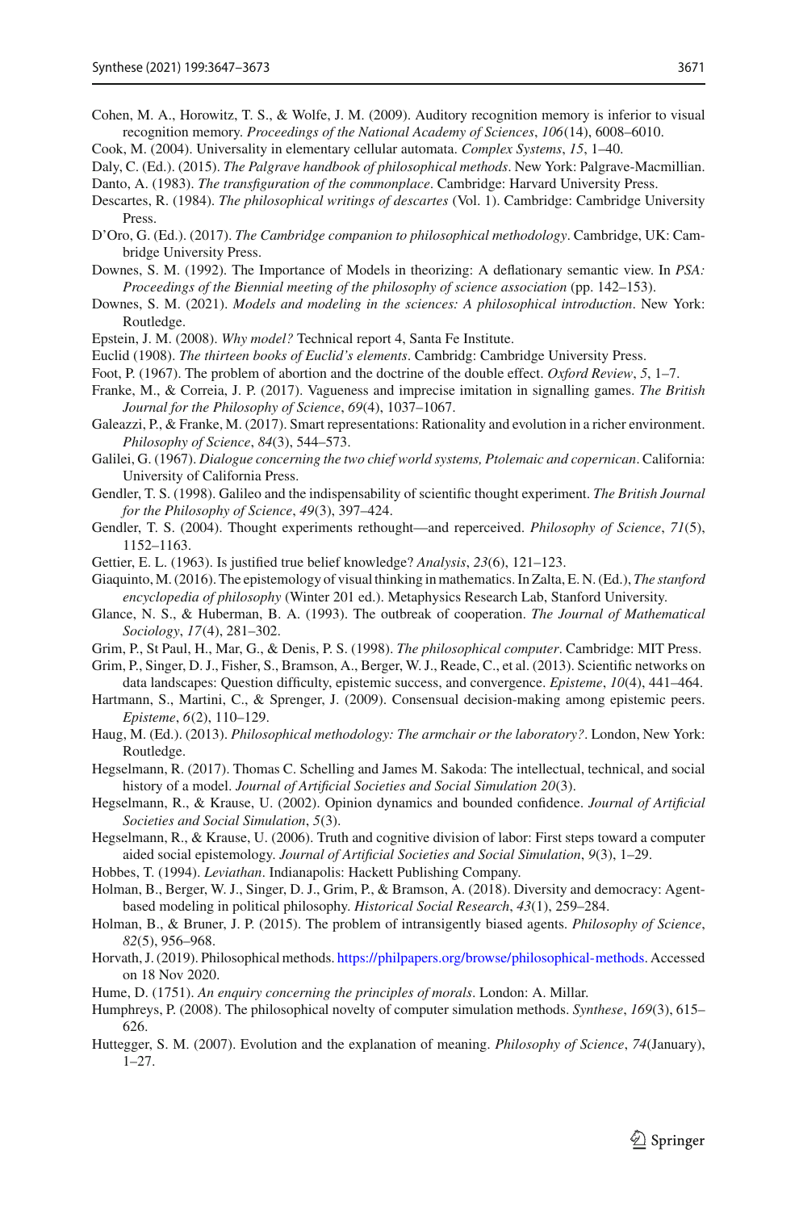Cohen, M. A., Horowitz, T. S., & Wolfe, J. M. (2009). Auditory recognition memory is inferior to visual recognition memory. *Proceedings of the National Academy of Sciences*, *106*(14), 6008–6010.

Cook, M. (2004). Universality in elementary cellular automata. *Complex Systems*, *15*, 1–40.

Daly, C. (Ed.). (2015). *The Palgrave handbook of philosophical methods*. New York: Palgrave-Macmillian.

Danto, A. (1983). *The transfiguration of the commonplace*. Cambridge: Harvard University Press.

Descartes, R. (1984). *The philosophical writings of descartes* (Vol. 1). Cambridge: Cambridge University Press.

D'Oro, G. (Ed.). (2017). *The Cambridge companion to philosophical methodology*. Cambridge, UK: Cambridge University Press.

Downes, S. M. (1992). The Importance of Models in theorizing: A deflationary semantic view. In *PSA: Proceedings of the Biennial meeting of the philosophy of science association* (pp. 142–153).

Downes, S. M. (2021). *Models and modeling in the sciences: A philosophical introduction*. New York: Routledge.

Epstein, J. M. (2008). *Why model?* Technical report 4, Santa Fe Institute.

Euclid (1908). *The thirteen books of Euclid's elements*. Cambridg: Cambridge University Press.

Foot, P. (1967). The problem of abortion and the doctrine of the double effect. *Oxford Review*, *5*, 1–7.

Franke, M., & Correia, J. P. (2017). Vagueness and imprecise imitation in signalling games. *The British Journal for the Philosophy of Science*, *69*(4), 1037–1067.

Galeazzi, P., & Franke, M. (2017). Smart representations: Rationality and evolution in a richer environment. *Philosophy of Science*, *84*(3), 544–573.

Galilei, G. (1967). *Dialogue concerning the two chief world systems, Ptolemaic and copernican*. California: University of California Press.

Gendler, T. S. (1998). Galileo and the indispensability of scientific thought experiment. *The British Journal for the Philosophy of Science*, *49*(3), 397–424.

Gendler, T. S. (2004). Thought experiments rethought—and reperceived. *Philosophy of Science*, *71*(5), 1152–1163.

Gettier, E. L. (1963). Is justified true belief knowledge? *Analysis*, *23*(6), 121–123.

Giaquinto, M. (2016). The epistemology of visual thinking in mathematics. In Zalta, E. N. (Ed.), *The stanford encyclopedia of philosophy* (Winter 201 ed.). Metaphysics Research Lab, Stanford University.

Glance, N. S., & Huberman, B. A. (1993). The outbreak of cooperation. *The Journal of Mathematical Sociology*, *17*(4), 281–302.

Grim, P., St Paul, H., Mar, G., & Denis, P. S. (1998). *The philosophical computer*. Cambridge: MIT Press.

Grim, P., Singer, D. J., Fisher, S., Bramson, A., Berger, W. J., Reade, C., et al. (2013). Scientific networks on data landscapes: Question difficulty, epistemic success, and convergence. *Episteme*, *10*(4), 441–464.

Hartmann, S., Martini, C., & Sprenger, J. (2009). Consensual decision-making among epistemic peers. *Episteme*, *6*(2), 110–129.

Haug, M. (Ed.). (2013). *Philosophical methodology: The armchair or the laboratory?*. London, New York: Routledge.

Hegselmann, R. (2017). Thomas C. Schelling and James M. Sakoda: The intellectual, technical, and social history of a model. *Journal of Artificial Societies and Social Simulation 20*(3).

Hegselmann, R., & Krause, U. (2002). Opinion dynamics and bounded confidence. *Journal of Artificial Societies and Social Simulation*, *5*(3).

Hegselmann, R., & Krause, U. (2006). Truth and cognitive division of labor: First steps toward a computer aided social epistemology. *Journal of Artificial Societies and Social Simulation*, *9*(3), 1–29.

Hobbes, T. (1994). *Leviathan*. Indianapolis: Hackett Publishing Company.

Holman, B., Berger, W. J., Singer, D. J., Grim, P., & Bramson, A. (2018). Diversity and democracy: Agent-based modeling in political philosophy. *Historical Social Research*, *43*(1), 259–284.

Holman, B., & Bruner, J. P. (2015). The problem of intransigently biased agents. *Philosophy of Science*, *82*(5), 956–968.

Horvath, J. (2019). Philosophical methods. https://philpapers.org/browse/philosophical-methods. Accessed on 18 Nov 2020.

Hume, D. (1751). *An enquiry concerning the principles of morals*. London: A. Millar.

Humphreys, P. (2008). The philosophical novelty of computer simulation methods. *Synthese*, *169*(3), 615–626.

Huttegger, S. M. (2007). Evolution and the explanation of meaning. *Philosophy of Science*, *74*(January), 1–27.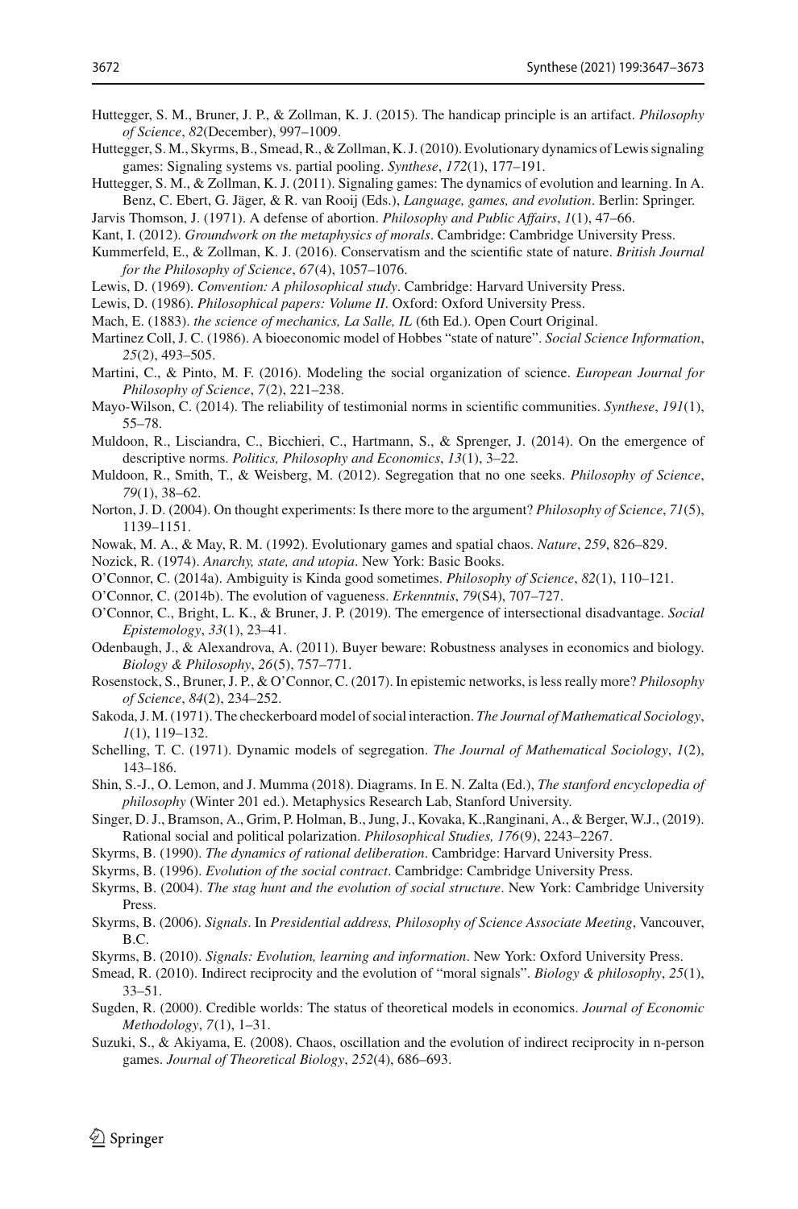Huttegger, S. M., Bruner, J. P., & Zollman, K. J. (2015). The handicap principle is an artifact. *Philosophy of Science*, *82*(December), 997–1009.

Huttegger, S. M., Skyrms, B., Smead, R., & Zollman, K. J. (2010). Evolutionary dynamics of Lewis signaling games: Signaling systems vs. partial pooling. *Synthese*, *172*(1), 177–191.

Huttegger, S. M., & Zollman, K. J. (2011). Signaling games: The dynamics of evolution and learning. In A. Benz, C. Ebert, G. Jäger, & R. van Rooij (Eds.), *Language, games, and evolution*. Berlin: Springer.

Jarvis Thomson, J. (1971). A defense of abortion. *Philosophy and Public Affairs*, *1*(1), 47–66.

Kant, I. (2012). *Groundwork on the metaphysics of morals*. Cambridge: Cambridge University Press.

Kummerfeld, E., & Zollman, K. J. (2016). Conservatism and the scientific state of nature. *British Journal for the Philosophy of Science*, *67*(4), 1057–1076.

Lewis, D. (1969). *Convention: A philosophical study*. Cambridge: Harvard University Press.

Lewis, D. (1986). *Philosophical papers: Volume II*. Oxford: Oxford University Press.

Mach, E. (1883). *the science of mechanics, La Salle, IL* (6th Ed.). Open Court Original.

Martinez Coll, J. C. (1986). A bioeconomic model of Hobbes "state of nature". *Social Science Information*, *25*(2), 493–505.

Martini, C., & Pinto, M. F. (2016). Modeling the social organization of science. *European Journal for Philosophy of Science*, *7*(2), 221–238.

Mayo-Wilson, C. (2014). The reliability of testimonial norms in scientific communities. *Synthese*, *191*(1), 55–78.

Muldoon, R., Lisciandra, C., Bicchieri, C., Hartmann, S., & Sprenger, J. (2014). On the emergence of descriptive norms. *Politics, Philosophy and Economics*, *13*(1), 3–22.

Muldoon, R., Smith, T., & Weisberg, M. (2012). Segregation that no one seeks. *Philosophy of Science*, *79*(1), 38–62.

Norton, J. D. (2004). On thought experiments: Is there more to the argument? *Philosophy of Science*, *71*(5), 1139–1151.

Nowak, M. A., & May, R. M. (1992). Evolutionary games and spatial chaos. *Nature*, *259*, 826–829.

Nozick, R. (1974). *Anarchy, state, and utopia*. New York: Basic Books.

O'Connor, C. (2014a). Ambiguity is Kinda good sometimes. *Philosophy of Science*, *82*(1), 110–121.

O'Connor, C. (2014b). The evolution of vagueness. *Erkenntnis*, *79*(S4), 707–727.

O'Connor, C., Bright, L. K., & Bruner, J. P. (2019). The emergence of intersectional disadvantage. *Social Epistemology*, *33*(1), 23–41.

Odenbaugh, J., & Alexandrova, A. (2011). Buyer beware: Robustness analyses in economics and biology. *Biology & Philosophy*, *26*(5), 757–771.

Rosenstock, S., Bruner, J. P., & O'Connor, C. (2017). In epistemic networks, is less really more? *Philosophy of Science*, *84*(2), 234–252.

Sakoda, J. M. (1971). The checkerboard model of social interaction. *The Journal of Mathematical Sociology*, *1*(1), 119–132.

Schelling, T. C. (1971). Dynamic models of segregation. *The Journal of Mathematical Sociology*, *1*(2), 143–186.

Shin, S.-J., O. Lemon, and J. Mumma (2018). Diagrams. In E. N. Zalta (Ed.), *The stanford encyclopedia of philosophy* (Winter 201 ed.). Metaphysics Research Lab, Stanford University.

Singer, D. J., Bramson, A., Grim, P. Holman, B., Jung, J., Kovaka, K.,Ranginani, A., & Berger, W.J., (2019). Rational social and political polarization. *Philosophical Studies, 176*(9), 2243–2267.

Skyrms, B. (1990). *The dynamics of rational deliberation*. Cambridge: Harvard University Press.

Skyrms, B. (1996). *Evolution of the social contract*. Cambridge: Cambridge University Press.

Skyrms, B. (2004). *The stag hunt and the evolution of social structure*. New York: Cambridge University Press.

Skyrms, B. (2006). *Signals*. In *Presidential address, Philosophy of Science Associate Meeting*, Vancouver, B.C.

Skyrms, B. (2010). *Signals: Evolution, learning and information*. New York: Oxford University Press.

Smead, R. (2010). Indirect reciprocity and the evolution of "moral signals". *Biology & philosophy*, *25*(1), 33–51.

Sugden, R. (2000). Credible worlds: The status of theoretical models in economics. *Journal of Economic Methodology*, *7*(1), 1–31.

Suzuki, S., & Akiyama, E. (2008). Chaos, oscillation and the evolution of indirect reciprocity in n-person games. *Journal of Theoretical Biology*, *252*(4), 686–693.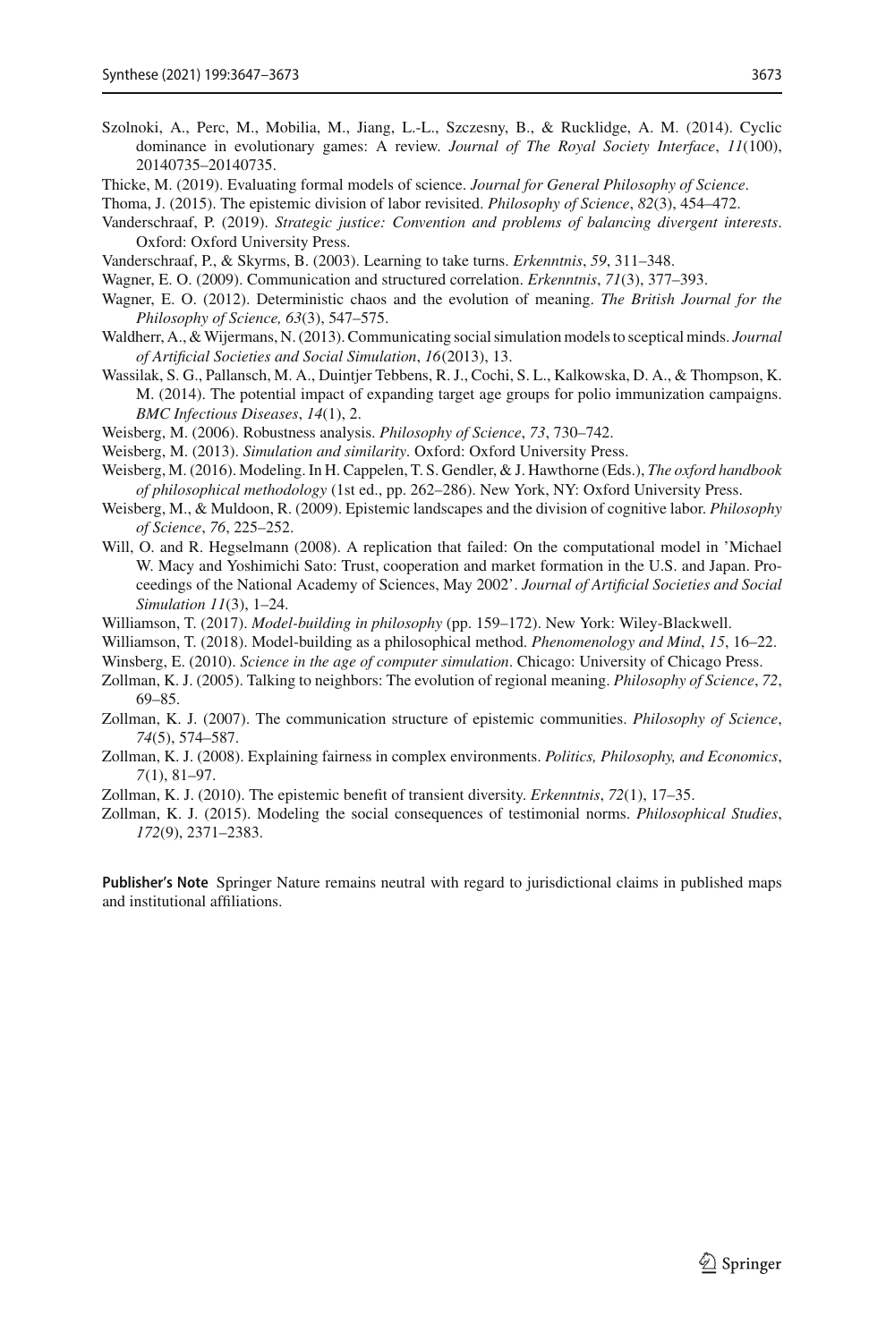Szolnoki, A., Perc, M., Mobilia, M., Jiang, L.-L., Szczesny, B., & Rucklidge, A. M. (2014). Cyclic dominance in evolutionary games: A review. *Journal of The Royal Society Interface*, *11*(100), 20140735–20140735.

Thicke, M. (2019). Evaluating formal models of science. *Journal for General Philosophy of Science*.

Thoma, J. (2015). The epistemic division of labor revisited. *Philosophy of Science*, *82*(3), 454–472.

Vanderschraaf, P. (2019). *Strategic justice: Convention and problems of balancing divergent interests*. Oxford: Oxford University Press.

Vanderschraaf, P., & Skyrms, B. (2003). Learning to take turns. *Erkenntnis*, *59*, 311–348.

Wagner, E. O. (2009). Communication and structured correlation. *Erkenntnis*, *71*(3), 377–393.

Wagner, E. O. (2012). Deterministic chaos and the evolution of meaning. *The British Journal for the Philosophy of Science, 63*(3), 547–575.

Waldherr, A., & Wijermans, N. (2013). Communicating social simulation models to sceptical minds. *Journal of Artificial Societies and Social Simulation*, *16*(2013), 13.

Wassilak, S. G., Pallansch, M. A., Duintjer Tebbens, R. J., Cochi, S. L., Kalkowska, D. A., & Thompson, K. M. (2014). The potential impact of expanding target age groups for polio immunization campaigns. *BMC Infectious Diseases*, *14*(1), 2.

Weisberg, M. (2006). Robustness analysis. *Philosophy of Science*, *73*, 730–742.

Weisberg, M. (2013). *Simulation and similarity*. Oxford: Oxford University Press.

Weisberg, M. (2016). Modeling. In H. Cappelen, T. S. Gendler, & J. Hawthorne (Eds.), *The oxford handbook of philosophical methodology* (1st ed., pp. 262–286). New York, NY: Oxford University Press.

Weisberg, M., & Muldoon, R. (2009). Epistemic landscapes and the division of cognitive labor. *Philosophy of Science*, *76*, 225–252.

Will, O. and R. Hegselmann (2008). A replication that failed: On the computational model in 'Michael W. Macy and Yoshimichi Sato: Trust, cooperation and market formation in the U.S. and Japan. Proceedings of the National Academy of Sciences, May 2002'. *Journal of Artificial Societies and Social Simulation 11*(3), 1–24.

Williamson, T. (2017). *Model-building in philosophy* (pp. 159–172). New York: Wiley-Blackwell.

Williamson, T. (2018). Model-building as a philosophical method. *Phenomenology and Mind*, *15*, 16–22.

Winsberg, E. (2010). *Science in the age of computer simulation*. Chicago: University of Chicago Press.

Zollman, K. J. (2005). Talking to neighbors: The evolution of regional meaning. *Philosophy of Science*, *72*, 69–85.

Zollman, K. J. (2007). The communication structure of epistemic communities. *Philosophy of Science*, *74*(5), 574–587.

Zollman, K. J. (2008). Explaining fairness in complex environments. *Politics, Philosophy, and Economics*, *7*(1), 81–97.

Zollman, K. J. (2010). The epistemic benefit of transient diversity. *Erkenntnis*, *72*(1), 17–35.

Zollman, K. J. (2015). Modeling the social consequences of testimonial norms. *Philosophical Studies*, *172*(9), 2371–2383.

**Publisher's Note** Springer Nature remains neutral with regard to jurisdictional claims in published maps and institutional affiliations.